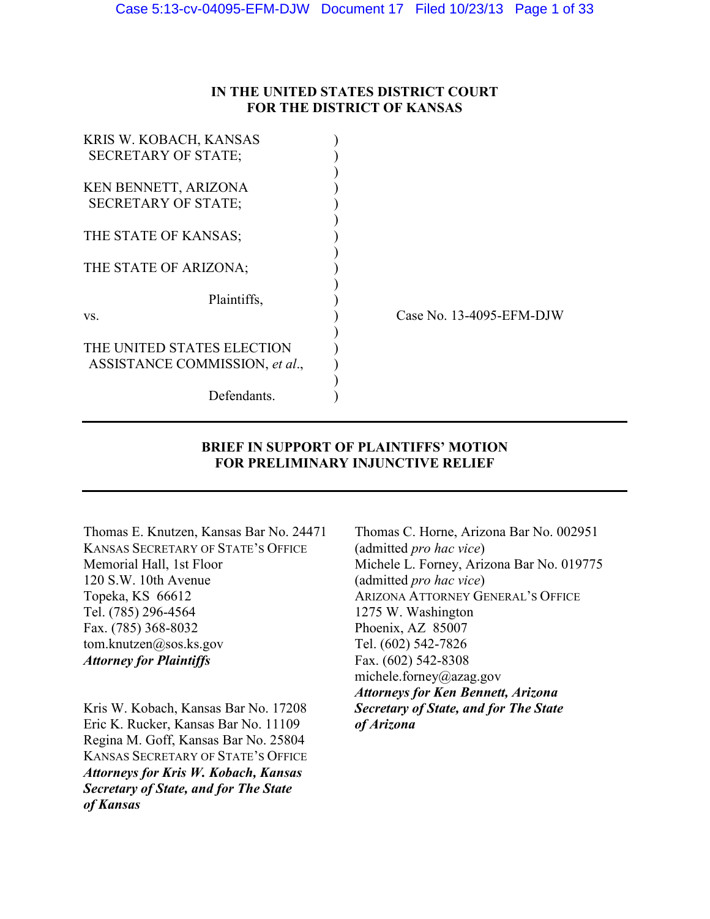# IN THE UNITED STATES DISTRICT COURT
# FOR THE DISTRICT OF KANSAS

KRIS W. KOBACH, KANSAS SECRETARY OF STATE;

KEN BENNETT, ARIZONA SECRETARY OF STATE;

THE STATE OF KANSAS;

THE STATE OF ARIZONA;

Plaintiffs,

vs.

THE UNITED STATES ELECTION ASSISTANCE COMMISSION, *et al*.,

Defendants.

Case No. 13-4095-EFM-DJW

---

## BRIEF IN SUPPORT OF PLAINTIFFS' MOTION FOR PRELIMINARY INJUNCTIVE RELIEF

---

Thomas E. Knutzen, Kansas Bar No. 24471
KANSAS SECRETARY OF STATE'S OFFICE
Memorial Hall, 1st Floor
120 S.W. 10th Avenue
Topeka, KS 66612
Tel. (785) 296-4564
Fax. (785) 368-8032
tom.knutzen@sos.ks.gov
***Attorney for Plaintiffs***

Kris W. Kobach, Kansas Bar No. 17208
Eric K. Rucker, Kansas Bar No. 11109
Regina M. Goff, Kansas Bar No. 25804
KANSAS SECRETARY OF STATE'S OFFICE
***Attorneys for Kris W. Kobach, Kansas Secretary of State, and for The State of Kansas***

Thomas C. Horne, Arizona Bar No. 002951
(admitted *pro hac vice*)
Michele L. Forney, Arizona Bar No. 019775
(admitted *pro hac vice*)
ARIZONA ATTORNEY GENERAL'S OFFICE
1275 W. Washington
Phoenix, AZ 85007
Tel. (602) 542-7826
Fax. (602) 542-8308
michele.forney@azag.gov
***Attorneys for Ken Bennett, Arizona Secretary of State, and for The State of Arizona***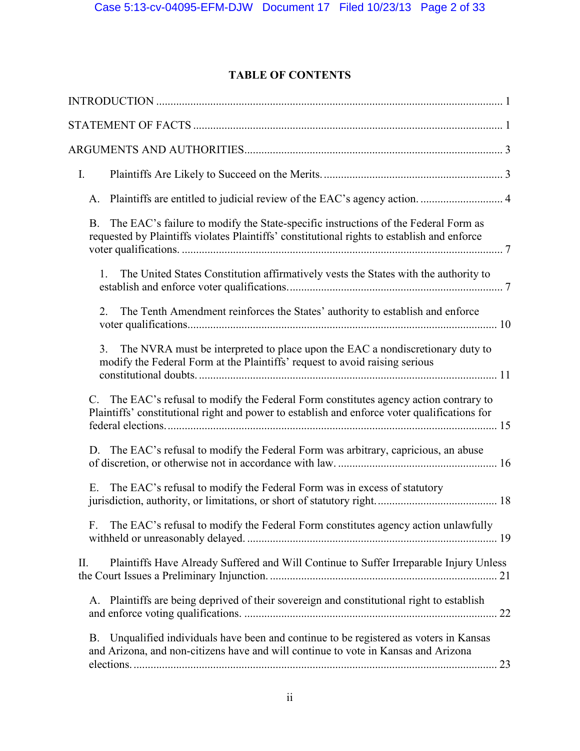# TABLE OF CONTENTS

INTRODUCTION ........................................................................................................................ 1

STATEMENT OF FACTS ........................................................................................................... 1

ARGUMENTS AND AUTHORITIES......................................................................................... 3

I. Plaintiffs Are Likely to Succeed on the Merits. .............................................................. 3

A. Plaintiffs are entitled to judicial review of the EAC's agency action. ............................ 4

B. The EAC's failure to modify the State-specific instructions of the Federal Form as requested by Plaintiffs violates Plaintiffs' constitutional rights to establish and enforce voter qualifications. ................................................................................................................ 7

1. The United States Constitution affirmatively vests the States with the authority to establish and enforce voter qualifications.......................................................................... 7

2. The Tenth Amendment reinforces the States' authority to establish and enforce voter qualifications........................................................................................................... 10

3. The NVRA must be interpreted to place upon the EAC a nondiscretionary duty to modify the Federal Form at the Plaintiffs' request to avoid raising serious constitutional doubts. ...................................................................................................... 11

C. The EAC's refusal to modify the Federal Form constitutes agency action contrary to Plaintiffs' constitutional right and power to establish and enforce voter qualifications for federal elections. .................................................................................................................. 15

D. The EAC's refusal to modify the Federal Form was arbitrary, capricious, an abuse of discretion, or otherwise not in accordance with law. ...................................................... 16

E. The EAC's refusal to modify the Federal Form was in excess of statutory jurisdiction, authority, or limitations, or short of statutory right. ......................................... 18

F. The EAC's refusal to modify the Federal Form constitutes agency action unlawfully withheld or unreasonably delayed. ...................................................................................... 19

II. Plaintiffs Have Already Suffered and Will Continue to Suffer Irreparable Injury Unless the Court Issues a Preliminary Injunction. ............................................................................... 21

A. Plaintiffs are being deprived of their sovereign and constitutional right to establish and enforce voting qualifications. ....................................................................................... 22

B. Unqualified individuals have been and continue to be registered as voters in Kansas and Arizona, and non-citizens have and will continue to vote in Kansas and Arizona elections. ............................................................................................................................ 23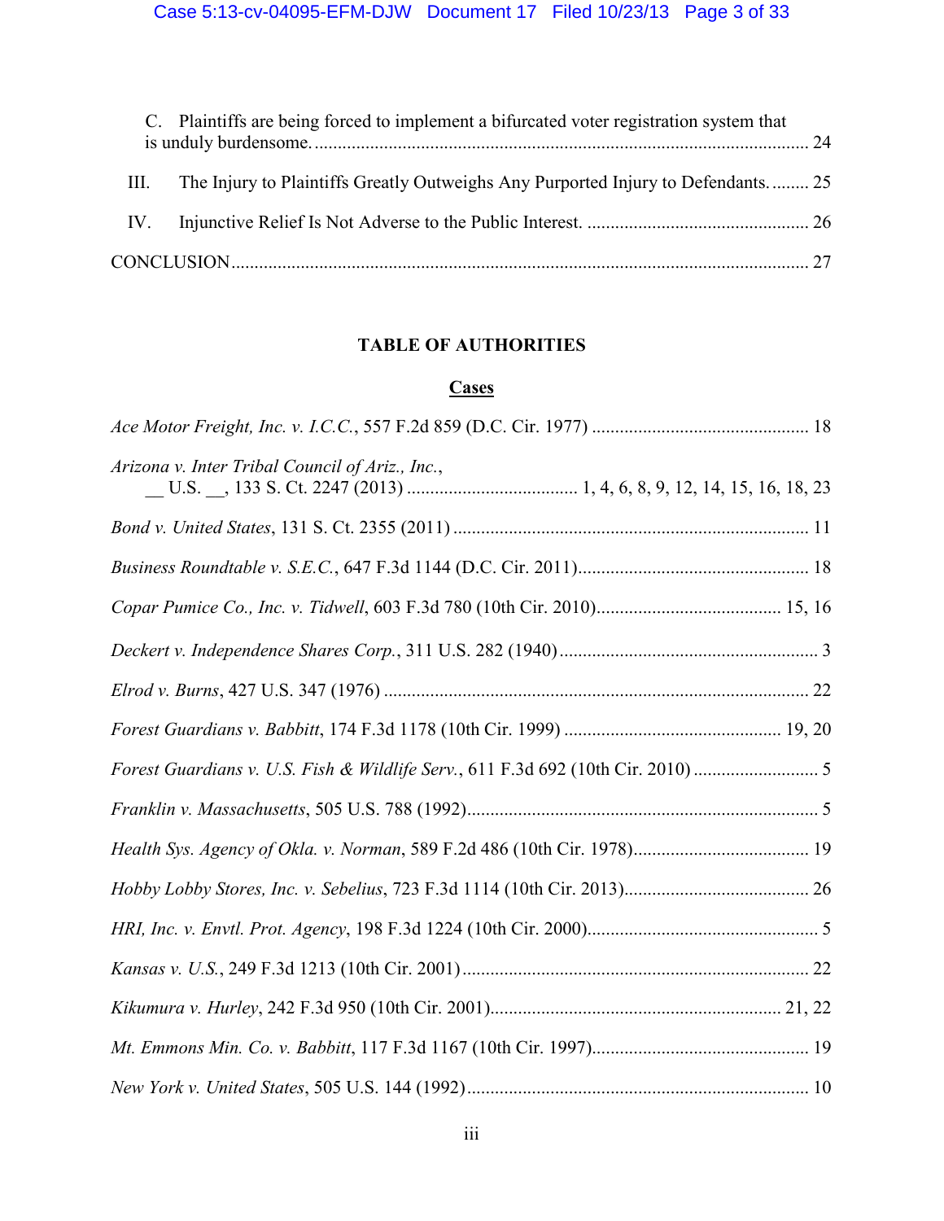C. Plaintiffs are being forced to implement a bifurcated voter registration system that is unduly burdensome. .......... 24

III. The Injury to Plaintiffs Greatly Outweighs Any Purported Injury to Defendants. .......... 25

IV. Injunctive Relief Is Not Adverse to the Public Interest. .......... 26

CONCLUSION .......... 27

## TABLE OF AUTHORITIES

### Cases

*Ace Motor Freight, Inc. v. I.C.C.*, 557 F.2d 859 (D.C. Cir. 1977) .......... 18

*Arizona v. Inter Tribal Council of Ariz., Inc.*, __ U.S. __, 133 S. Ct. 2247 (2013) .......... 1, 4, 6, 8, 9, 12, 14, 15, 16, 18, 23

*Bond v. United States*, 131 S. Ct. 2355 (2011) .......... 11

*Business Roundtable v. S.E.C.*, 647 F.3d 1144 (D.C. Cir. 2011) .......... 18

*Copar Pumice Co., Inc. v. Tidwell*, 603 F.3d 780 (10th Cir. 2010) .......... 15, 16

*Deckert v. Independence Shares Corp.*, 311 U.S. 282 (1940) .......... 3

*Elrod v. Burns*, 427 U.S. 347 (1976) .......... 22

*Forest Guardians v. Babbitt*, 174 F.3d 1178 (10th Cir. 1999) .......... 19, 20

*Forest Guardians v. U.S. Fish & Wildlife Serv.*, 611 F.3d 692 (10th Cir. 2010) .......... 5

*Franklin v. Massachusetts*, 505 U.S. 788 (1992) .......... 5

*Health Sys. Agency of Okla. v. Norman*, 589 F.2d 486 (10th Cir. 1978) .......... 19

*Hobby Lobby Stores, Inc. v. Sebelius*, 723 F.3d 1114 (10th Cir. 2013) .......... 26

*HRI, Inc. v. Envtl. Prot. Agency*, 198 F.3d 1224 (10th Cir. 2000) .......... 5

*Kansas v. U.S.*, 249 F.3d 1213 (10th Cir. 2001) .......... 22

*Kikumura v. Hurley*, 242 F.3d 950 (10th Cir. 2001) .......... 21, 22

*Mt. Emmons Min. Co. v. Babbitt*, 117 F.3d 1167 (10th Cir. 1997) .......... 19

*New York v. United States*, 505 U.S. 144 (1992) .......... 10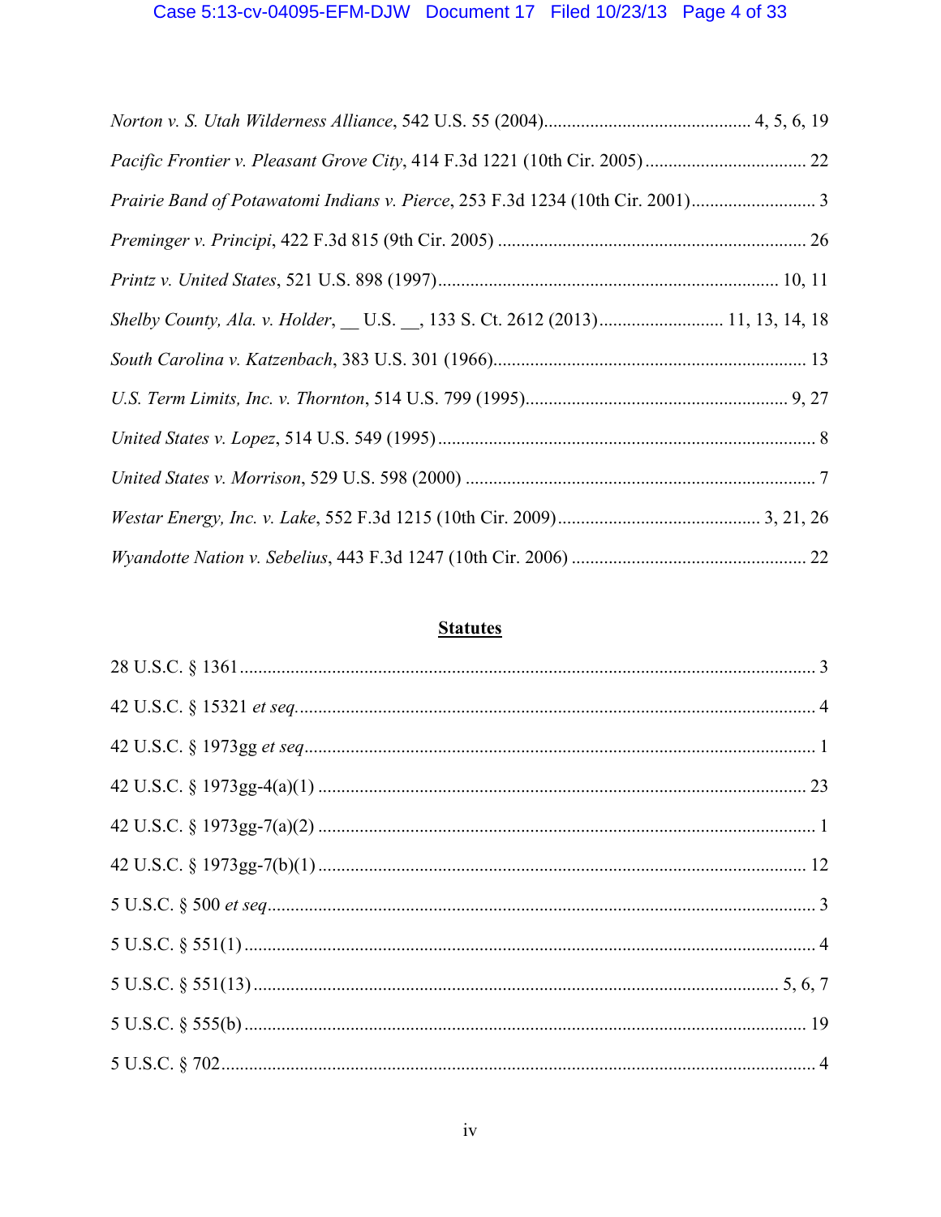*Norton v. S. Utah Wilderness Alliance*, 542 U.S. 55 (2004)............................................ 4, 5, 6, 19

*Pacific Frontier v. Pleasant Grove City*, 414 F.3d 1221 (10th Cir. 2005) .................................. 22

*Prairie Band of Potawatomi Indians v. Pierce*, 253 F.3d 1234 (10th Cir. 2001).......................... 3

*Preminger v. Principi*, 422 F.3d 815 (9th Cir. 2005) .................................................................. 26

*Printz v. United States*, 521 U.S. 898 (1997)......................................................................... 10, 11

*Shelby County, Ala. v. Holder*, __ U.S. __, 133 S. Ct. 2612 (2013)........................... 11, 13, 14, 18

*South Carolina v. Katzenbach*, 383 U.S. 301 (1966)................................................................... 13

*U.S. Term Limits, Inc. v. Thornton*, 514 U.S. 799 (1995)........................................................ 9, 27

*United States v. Lopez*, 514 U.S. 549 (1995) .................................................................................. 8

*United States v. Morrison*, 529 U.S. 598 (2000) ........................................................................... 7

*Westar Energy, Inc. v. Lake*, 552 F.3d 1215 (10th Cir. 2009)............................................ 3, 21, 26

*Wyandotte Nation v. Sebelius*, 443 F.3d 1247 (10th Cir. 2006) .................................................. 22

## Statutes

28 U.S.C. § 1361 ........................................................................................................................... 3

42 U.S.C. § 15321 *et seq.* ............................................................................................................... 4

42 U.S.C. § 1973gg *et seq* ............................................................................................................. 1

42 U.S.C. § 1973gg-4(a)(1) ......................................................................................................... 23

42 U.S.C. § 1973gg-7(a)(2) ........................................................................................................... 1

42 U.S.C. § 1973gg-7(b)(1) ......................................................................................................... 12

5 U.S.C. § 500 *et seq* ...................................................................................................................... 3

5 U.S.C. § 551(1) ........................................................................................................................... 4

5 U.S.C. § 551(13) ................................................................................................................. 5, 6, 7

5 U.S.C. § 555(b) ......................................................................................................................... 19

5 U.S.C. § 702 ................................................................................................................................ 4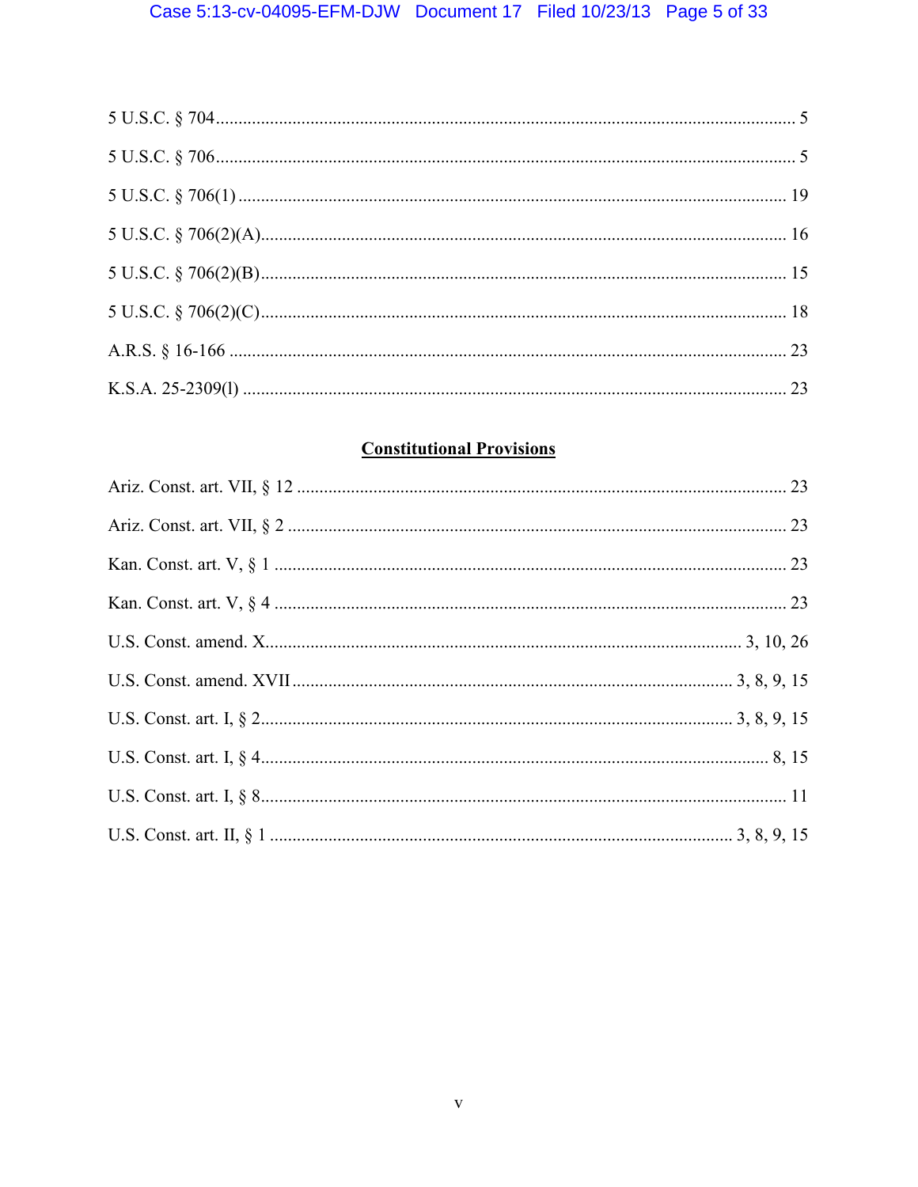5 U.S.C. § 704 ........................................................................................................................ 5

5 U.S.C. § 706 ........................................................................................................................ 5

5 U.S.C. § 706(1) .................................................................................................................. 19

5 U.S.C. § 706(2)(A)............................................................................................................. 16

5 U.S.C. § 706(2)(B)............................................................................................................. 15

5 U.S.C. § 706(2)(C)............................................................................................................. 18

A.R.S. § 16-166 .................................................................................................................... 23

K.S.A. 25-2309(l) ................................................................................................................. 23

## Constitutional Provisions

Ariz. Const. art. VII, § 12 ..................................................................................................... 23

Ariz. Const. art. VII, § 2 ....................................................................................................... 23

Kan. Const. art. V, § 1 .......................................................................................................... 23

Kan. Const. art. V, § 4 .......................................................................................................... 23

U.S. Const. amend. X........................................................................................... 3, 10, 26

U.S. Const. amend. XVII................................................................................... 3, 8, 9, 15

U.S. Const. art. I, § 2.......................................................................................... 3, 8, 9, 15

U.S. Const. art. I, § 4................................................................................................... 8, 15

U.S. Const. art. I, § 8......................................................................................................... 11

U.S. Const. art. II, § 1 ....................................................................................... 3, 8, 9, 15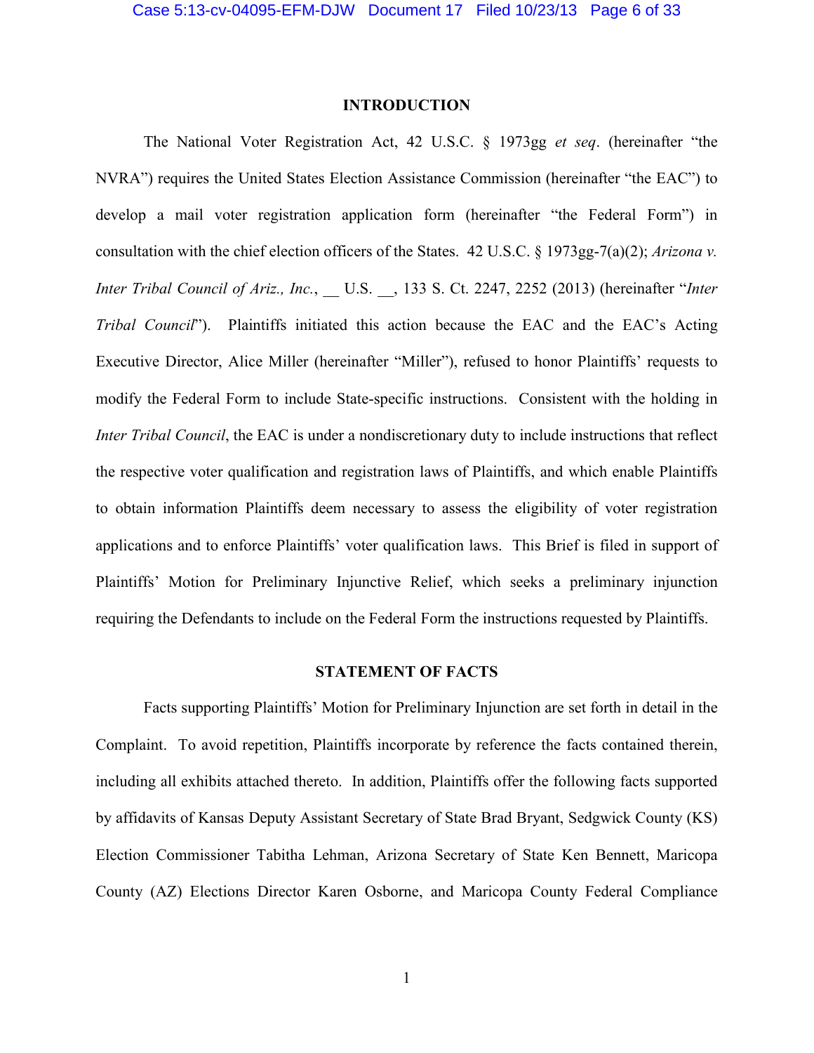## INTRODUCTION

The National Voter Registration Act, 42 U.S.C. § 1973gg *et seq*. (hereinafter "the NVRA") requires the United States Election Assistance Commission (hereinafter "the EAC") to develop a mail voter registration application form (hereinafter "the Federal Form") in consultation with the chief election officers of the States. 42 U.S.C. § 1973gg-7(a)(2); *Arizona v. Inter Tribal Council of Ariz., Inc.*, __ U.S. __, 133 S. Ct. 2247, 2252 (2013) (hereinafter "*Inter Tribal Council*"). Plaintiffs initiated this action because the EAC and the EAC's Acting Executive Director, Alice Miller (hereinafter "Miller"), refused to honor Plaintiffs' requests to modify the Federal Form to include State-specific instructions. Consistent with the holding in *Inter Tribal Council*, the EAC is under a nondiscretionary duty to include instructions that reflect the respective voter qualification and registration laws of Plaintiffs, and which enable Plaintiffs to obtain information Plaintiffs deem necessary to assess the eligibility of voter registration applications and to enforce Plaintiffs' voter qualification laws. This Brief is filed in support of Plaintiffs' Motion for Preliminary Injunctive Relief, which seeks a preliminary injunction requiring the Defendants to include on the Federal Form the instructions requested by Plaintiffs.

## STATEMENT OF FACTS

Facts supporting Plaintiffs' Motion for Preliminary Injunction are set forth in detail in the Complaint. To avoid repetition, Plaintiffs incorporate by reference the facts contained therein, including all exhibits attached thereto. In addition, Plaintiffs offer the following facts supported by affidavits of Kansas Deputy Assistant Secretary of State Brad Bryant, Sedgwick County (KS) Election Commissioner Tabitha Lehman, Arizona Secretary of State Ken Bennett, Maricopa County (AZ) Elections Director Karen Osborne, and Maricopa County Federal Compliance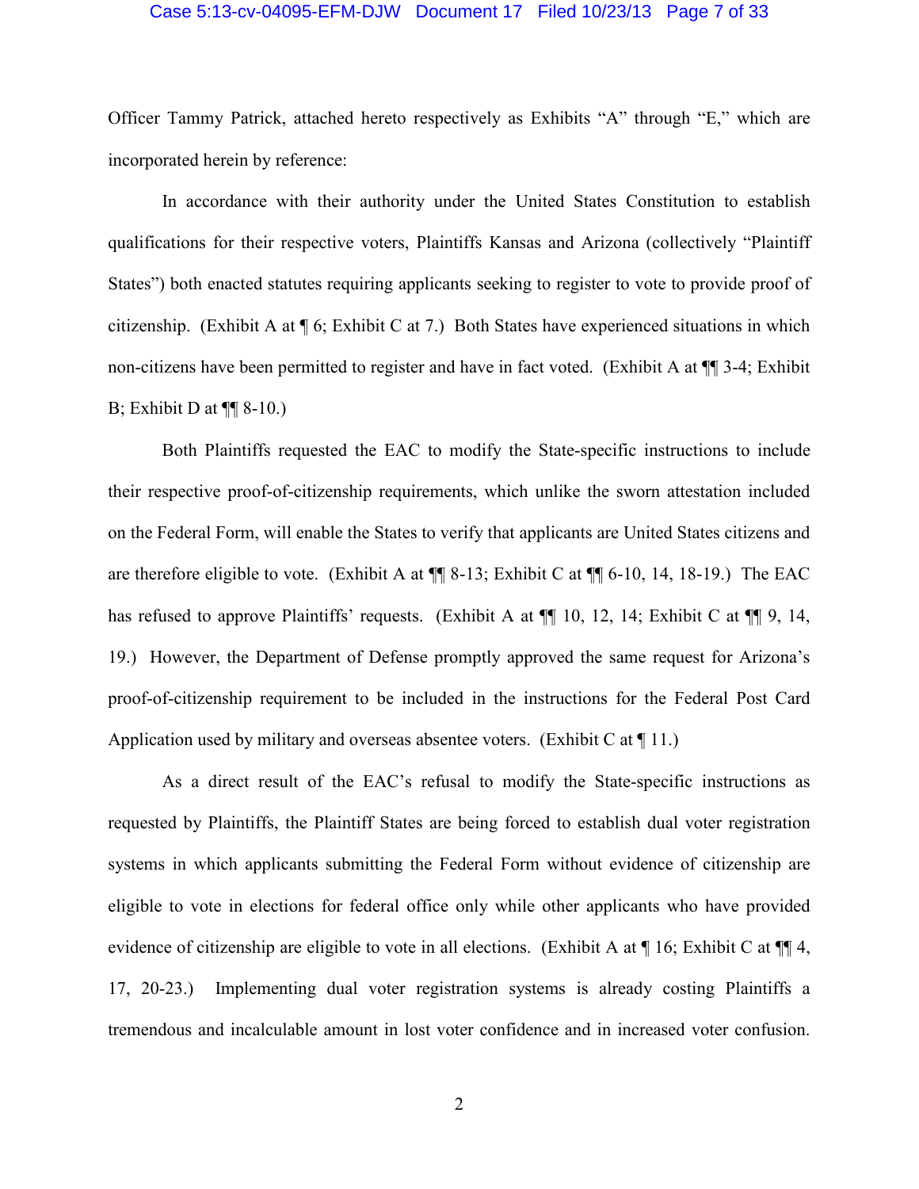Officer Tammy Patrick, attached hereto respectively as Exhibits "A" through "E," which are incorporated herein by reference:

In accordance with their authority under the United States Constitution to establish qualifications for their respective voters, Plaintiffs Kansas and Arizona (collectively "Plaintiff States") both enacted statutes requiring applicants seeking to register to vote to provide proof of citizenship. (Exhibit A at ¶ 6; Exhibit C at 7.) Both States have experienced situations in which non-citizens have been permitted to register and have in fact voted. (Exhibit A at ¶¶ 3-4; Exhibit B; Exhibit D at ¶¶ 8-10.)

Both Plaintiffs requested the EAC to modify the State-specific instructions to include their respective proof-of-citizenship requirements, which unlike the sworn attestation included on the Federal Form, will enable the States to verify that applicants are United States citizens and are therefore eligible to vote. (Exhibit A at ¶¶ 8-13; Exhibit C at ¶¶ 6-10, 14, 18-19.) The EAC has refused to approve Plaintiffs' requests. (Exhibit A at ¶¶ 10, 12, 14; Exhibit C at ¶¶ 9, 14, 19.) However, the Department of Defense promptly approved the same request for Arizona's proof-of-citizenship requirement to be included in the instructions for the Federal Post Card Application used by military and overseas absentee voters. (Exhibit C at ¶ 11.)

As a direct result of the EAC's refusal to modify the State-specific instructions as requested by Plaintiffs, the Plaintiff States are being forced to establish dual voter registration systems in which applicants submitting the Federal Form without evidence of citizenship are eligible to vote in elections for federal office only while other applicants who have provided evidence of citizenship are eligible to vote in all elections. (Exhibit A at ¶ 16; Exhibit C at ¶¶ 4, 17, 20-23.) Implementing dual voter registration systems is already costing Plaintiffs a tremendous and incalculable amount in lost voter confidence and in increased voter confusion.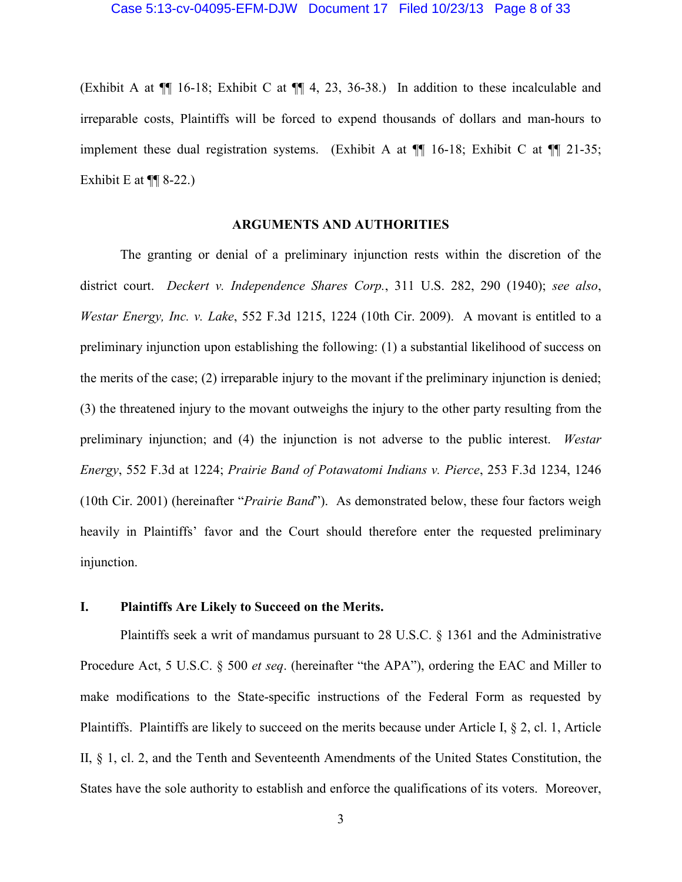(Exhibit A at ¶¶ 16-18; Exhibit C at ¶¶ 4, 23, 36-38.) In addition to these incalculable and irreparable costs, Plaintiffs will be forced to expend thousands of dollars and man-hours to implement these dual registration systems. (Exhibit A at ¶¶ 16-18; Exhibit C at ¶¶ 21-35; Exhibit E at ¶¶ 8-22.)

## ARGUMENTS AND AUTHORITIES

The granting or denial of a preliminary injunction rests within the discretion of the district court. *Deckert v. Independence Shares Corp.*, 311 U.S. 282, 290 (1940); *see also*, *Westar Energy, Inc. v. Lake*, 552 F.3d 1215, 1224 (10th Cir. 2009). A movant is entitled to a preliminary injunction upon establishing the following: (1) a substantial likelihood of success on the merits of the case; (2) irreparable injury to the movant if the preliminary injunction is denied; (3) the threatened injury to the movant outweighs the injury to the other party resulting from the preliminary injunction; and (4) the injunction is not adverse to the public interest. *Westar Energy*, 552 F.3d at 1224; *Prairie Band of Potawatomi Indians v. Pierce*, 253 F.3d 1234, 1246 (10th Cir. 2001) (hereinafter "*Prairie Band*"). As demonstrated below, these four factors weigh heavily in Plaintiffs' favor and the Court should therefore enter the requested preliminary injunction.

### I. Plaintiffs Are Likely to Succeed on the Merits.

Plaintiffs seek a writ of mandamus pursuant to 28 U.S.C. § 1361 and the Administrative Procedure Act, 5 U.S.C. § 500 *et seq*. (hereinafter "the APA"), ordering the EAC and Miller to make modifications to the State-specific instructions of the Federal Form as requested by Plaintiffs. Plaintiffs are likely to succeed on the merits because under Article I, § 2, cl. 1, Article II, § 1, cl. 2, and the Tenth and Seventeenth Amendments of the United States Constitution, the States have the sole authority to establish and enforce the qualifications of its voters. Moreover,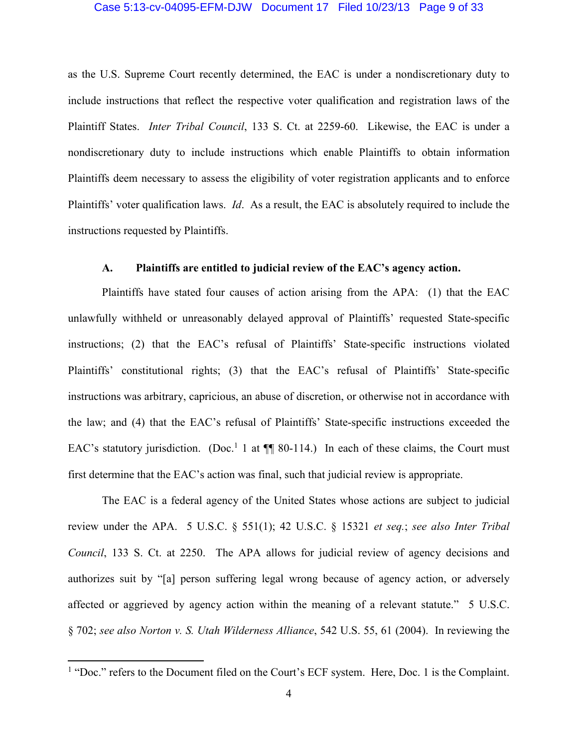as the U.S. Supreme Court recently determined, the EAC is under a nondiscretionary duty to include instructions that reflect the respective voter qualification and registration laws of the Plaintiff States. *Inter Tribal Council*, 133 S. Ct. at 2259-60. Likewise, the EAC is under a nondiscretionary duty to include instructions which enable Plaintiffs to obtain information Plaintiffs deem necessary to assess the eligibility of voter registration applicants and to enforce Plaintiffs' voter qualification laws. *Id*. As a result, the EAC is absolutely required to include the instructions requested by Plaintiffs.

### A. Plaintiffs are entitled to judicial review of the EAC's agency action.

Plaintiffs have stated four causes of action arising from the APA: (1) that the EAC unlawfully withheld or unreasonably delayed approval of Plaintiffs' requested State-specific instructions; (2) that the EAC's refusal of Plaintiffs' State-specific instructions violated Plaintiffs' constitutional rights; (3) that the EAC's refusal of Plaintiffs' State-specific instructions was arbitrary, capricious, an abuse of discretion, or otherwise not in accordance with the law; and (4) that the EAC's refusal of Plaintiffs' State-specific instructions exceeded the EAC's statutory jurisdiction. (Doc.[1] 1 at ¶¶ 80-114.) In each of these claims, the Court must first determine that the EAC's action was final, such that judicial review is appropriate.

The EAC is a federal agency of the United States whose actions are subject to judicial review under the APA. 5 U.S.C. § 551(1); 42 U.S.C. § 15321 *et seq.*; *see also Inter Tribal Council*, 133 S. Ct. at 2250. The APA allows for judicial review of agency decisions and authorizes suit by "[a] person suffering legal wrong because of agency action, or adversely affected or aggrieved by agency action within the meaning of a relevant statute." 5 U.S.C. § 702; *see also Norton v. S. Utah Wilderness Alliance*, 542 U.S. 55, 61 (2004). In reviewing the

[1] "Doc." refers to the Document filed on the Court's ECF system. Here, Doc. 1 is the Complaint.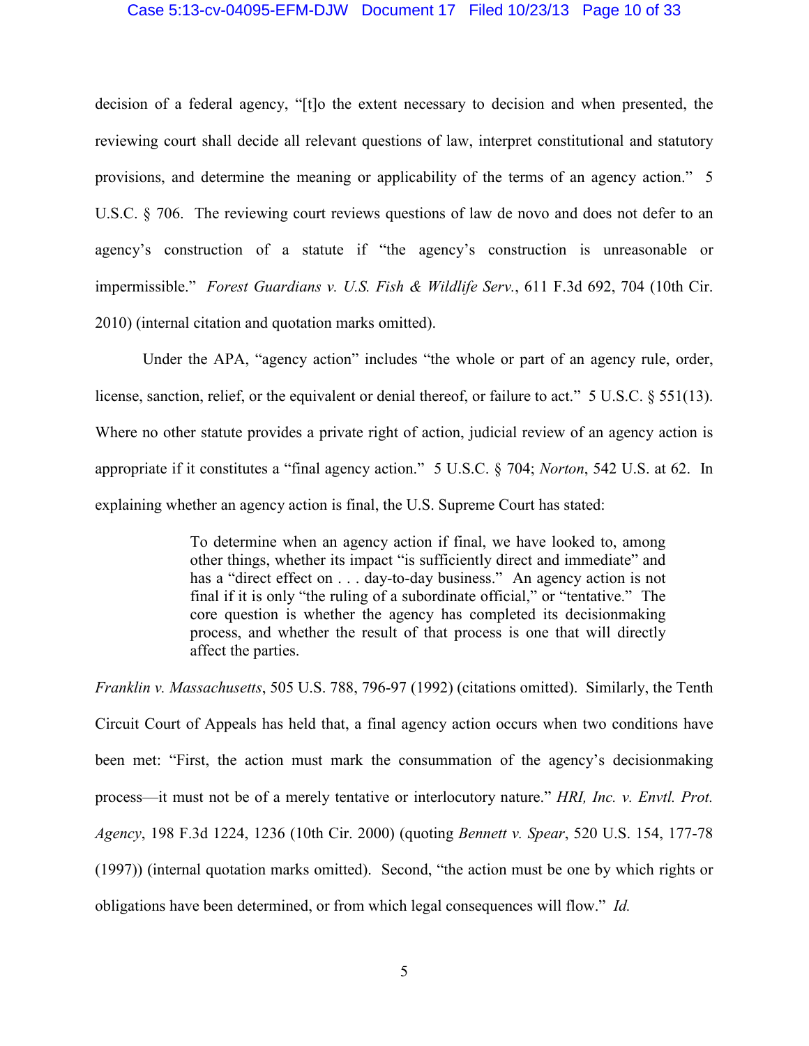decision of a federal agency, "[t]o the extent necessary to decision and when presented, the reviewing court shall decide all relevant questions of law, interpret constitutional and statutory provisions, and determine the meaning or applicability of the terms of an agency action." 5 U.S.C. § 706. The reviewing court reviews questions of law de novo and does not defer to an agency's construction of a statute if "the agency's construction is unreasonable or impermissible." *Forest Guardians v. U.S. Fish & Wildlife Serv.*, 611 F.3d 692, 704 (10th Cir. 2010) (internal citation and quotation marks omitted).

Under the APA, "agency action" includes "the whole or part of an agency rule, order, license, sanction, relief, or the equivalent or denial thereof, or failure to act." 5 U.S.C. § 551(13). Where no other statute provides a private right of action, judicial review of an agency action is appropriate if it constitutes a "final agency action." 5 U.S.C. § 704; *Norton*, 542 U.S. at 62. In explaining whether an agency action is final, the U.S. Supreme Court has stated:

> To determine when an agency action if final, we have looked to, among other things, whether its impact "is sufficiently direct and immediate" and has a "direct effect on . . . day-to-day business." An agency action is not final if it is only "the ruling of a subordinate official," or "tentative." The core question is whether the agency has completed its decisionmaking process, and whether the result of that process is one that will directly affect the parties.

*Franklin v. Massachusetts*, 505 U.S. 788, 796-97 (1992) (citations omitted). Similarly, the Tenth Circuit Court of Appeals has held that, a final agency action occurs when two conditions have been met: "First, the action must mark the consummation of the agency's decisionmaking process—it must not be of a merely tentative or interlocutory nature." *HRI, Inc. v. Envtl. Prot. Agency*, 198 F.3d 1224, 1236 (10th Cir. 2000) (quoting *Bennett v. Spear*, 520 U.S. 154, 177-78 (1997)) (internal quotation marks omitted). Second, "the action must be one by which rights or obligations have been determined, or from which legal consequences will flow." *Id.*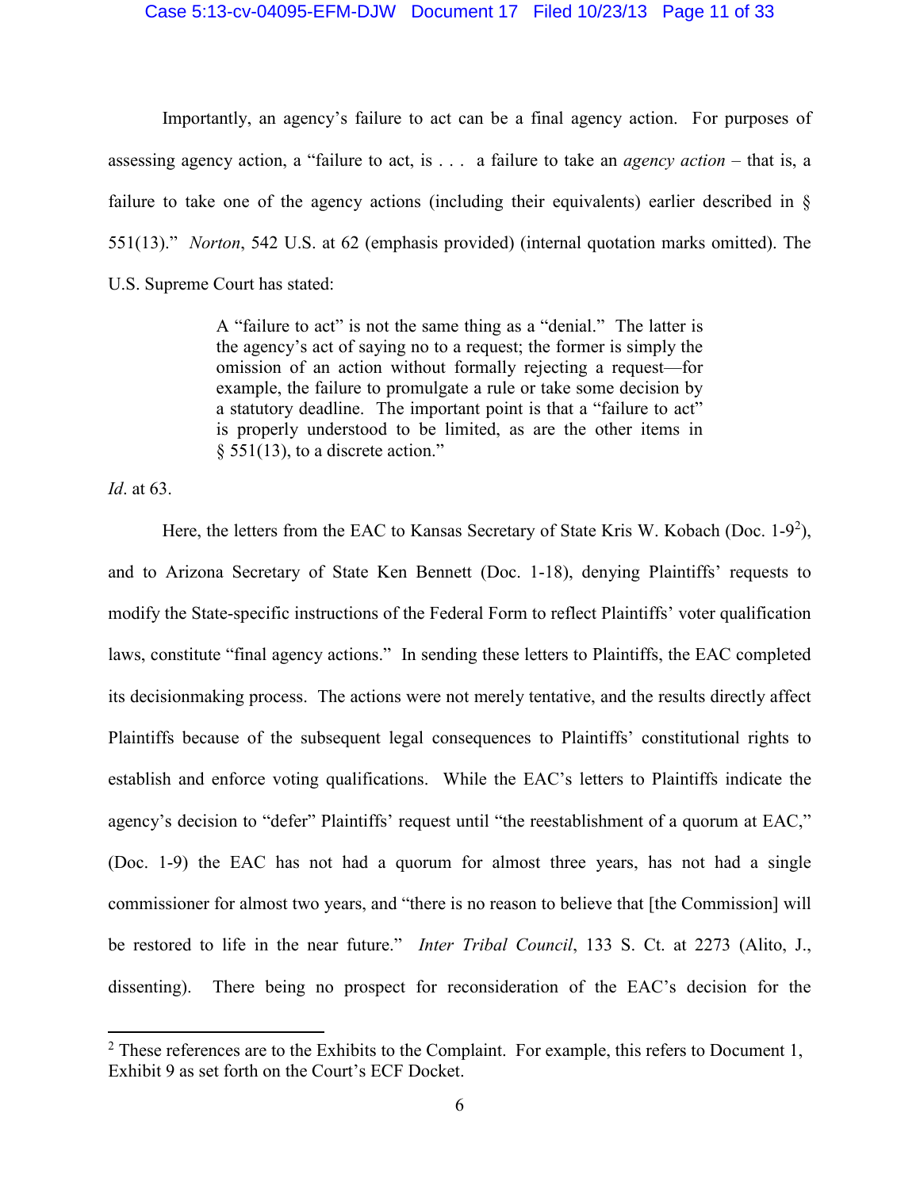Importantly, an agency's failure to act can be a final agency action. For purposes of assessing agency action, a "failure to act, is . . . a failure to take an *agency action* – that is, a failure to take one of the agency actions (including their equivalents) earlier described in § 551(13)." *Norton*, 542 U.S. at 62 (emphasis provided) (internal quotation marks omitted). The U.S. Supreme Court has stated:

> A "failure to act" is not the same thing as a "denial." The latter is the agency's act of saying no to a request; the former is simply the omission of an action without formally rejecting a request—for example, the failure to promulgate a rule or take some decision by a statutory deadline. The important point is that a "failure to act" is properly understood to be limited, as are the other items in § 551(13), to a discrete action."

*Id*. at 63.

Here, the letters from the EAC to Kansas Secretary of State Kris W. Kobach (Doc. 1-9[2]), and to Arizona Secretary of State Ken Bennett (Doc. 1-18), denying Plaintiffs' requests to modify the State-specific instructions of the Federal Form to reflect Plaintiffs' voter qualification laws, constitute "final agency actions." In sending these letters to Plaintiffs, the EAC completed its decisionmaking process. The actions were not merely tentative, and the results directly affect Plaintiffs because of the subsequent legal consequences to Plaintiffs' constitutional rights to establish and enforce voting qualifications. While the EAC's letters to Plaintiffs indicate the agency's decision to "defer" Plaintiffs' request until "the reestablishment of a quorum at EAC," (Doc. 1-9) the EAC has not had a quorum for almost three years, has not had a single commissioner for almost two years, and "there is no reason to believe that [the Commission] will be restored to life in the near future." *Inter Tribal Council*, 133 S. Ct. at 2273 (Alito, J., dissenting). There being no prospect for reconsideration of the EAC's decision for the

[2] These references are to the Exhibits to the Complaint. For example, this refers to Document 1, Exhibit 9 as set forth on the Court's ECF Docket.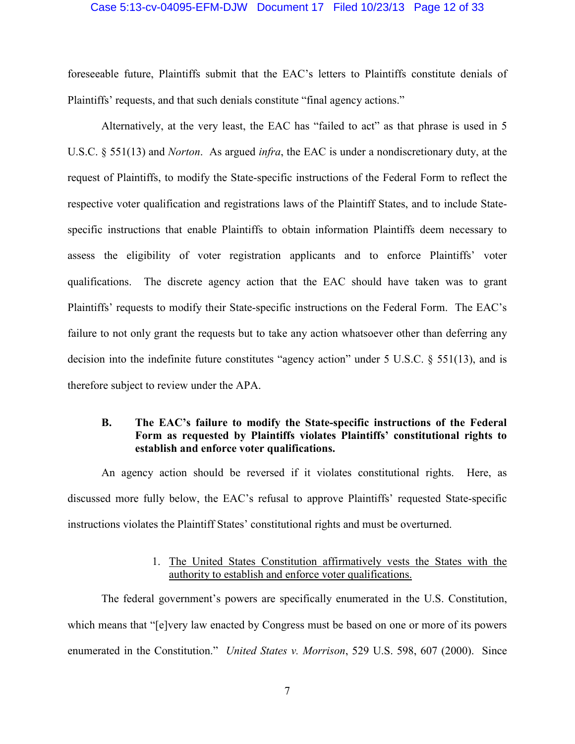foreseeable future, Plaintiffs submit that the EAC's letters to Plaintiffs constitute denials of Plaintiffs' requests, and that such denials constitute "final agency actions."

Alternatively, at the very least, the EAC has "failed to act" as that phrase is used in 5 U.S.C. § 551(13) and *Norton*. As argued *infra*, the EAC is under a nondiscretionary duty, at the request of Plaintiffs, to modify the State-specific instructions of the Federal Form to reflect the respective voter qualification and registrations laws of the Plaintiff States, and to include State-specific instructions that enable Plaintiffs to obtain information Plaintiffs deem necessary to assess the eligibility of voter registration applicants and to enforce Plaintiffs' voter qualifications. The discrete agency action that the EAC should have taken was to grant Plaintiffs' requests to modify their State-specific instructions on the Federal Form. The EAC's failure to not only grant the requests but to take any action whatsoever other than deferring any decision into the indefinite future constitutes "agency action" under 5 U.S.C. § 551(13), and is therefore subject to review under the APA.

**B. The EAC's failure to modify the State-specific instructions of the Federal Form as requested by Plaintiffs violates Plaintiffs' constitutional rights to establish and enforce voter qualifications.**

An agency action should be reversed if it violates constitutional rights. Here, as discussed more fully below, the EAC's refusal to approve Plaintiffs' requested State-specific instructions violates the Plaintiff States' constitutional rights and must be overturned.

1. <u>The United States Constitution affirmatively vests the States with the authority to establish and enforce voter qualifications.</u>

The federal government's powers are specifically enumerated in the U.S. Constitution, which means that "[e]very law enacted by Congress must be based on one or more of its powers enumerated in the Constitution." *United States v. Morrison*, 529 U.S. 598, 607 (2000). Since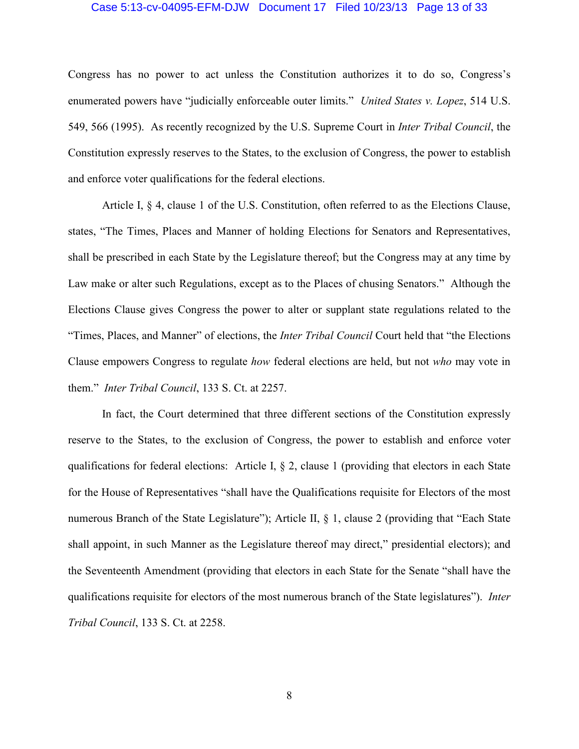Congress has no power to act unless the Constitution authorizes it to do so, Congress's enumerated powers have "judicially enforceable outer limits." *United States v. Lopez*, 514 U.S. 549, 566 (1995). As recently recognized by the U.S. Supreme Court in *Inter Tribal Council*, the Constitution expressly reserves to the States, to the exclusion of Congress, the power to establish and enforce voter qualifications for the federal elections.

Article I, § 4, clause 1 of the U.S. Constitution, often referred to as the Elections Clause, states, "The Times, Places and Manner of holding Elections for Senators and Representatives, shall be prescribed in each State by the Legislature thereof; but the Congress may at any time by Law make or alter such Regulations, except as to the Places of chusing Senators." Although the Elections Clause gives Congress the power to alter or supplant state regulations related to the "Times, Places, and Manner" of elections, the *Inter Tribal Council* Court held that "the Elections Clause empowers Congress to regulate *how* federal elections are held, but not *who* may vote in them." *Inter Tribal Council*, 133 S. Ct. at 2257.

In fact, the Court determined that three different sections of the Constitution expressly reserve to the States, to the exclusion of Congress, the power to establish and enforce voter qualifications for federal elections: Article I, § 2, clause 1 (providing that electors in each State for the House of Representatives "shall have the Qualifications requisite for Electors of the most numerous Branch of the State Legislature"); Article II, § 1, clause 2 (providing that "Each State shall appoint, in such Manner as the Legislature thereof may direct," presidential electors); and the Seventeenth Amendment (providing that electors in each State for the Senate "shall have the qualifications requisite for electors of the most numerous branch of the State legislatures"). *Inter Tribal Council*, 133 S. Ct. at 2258.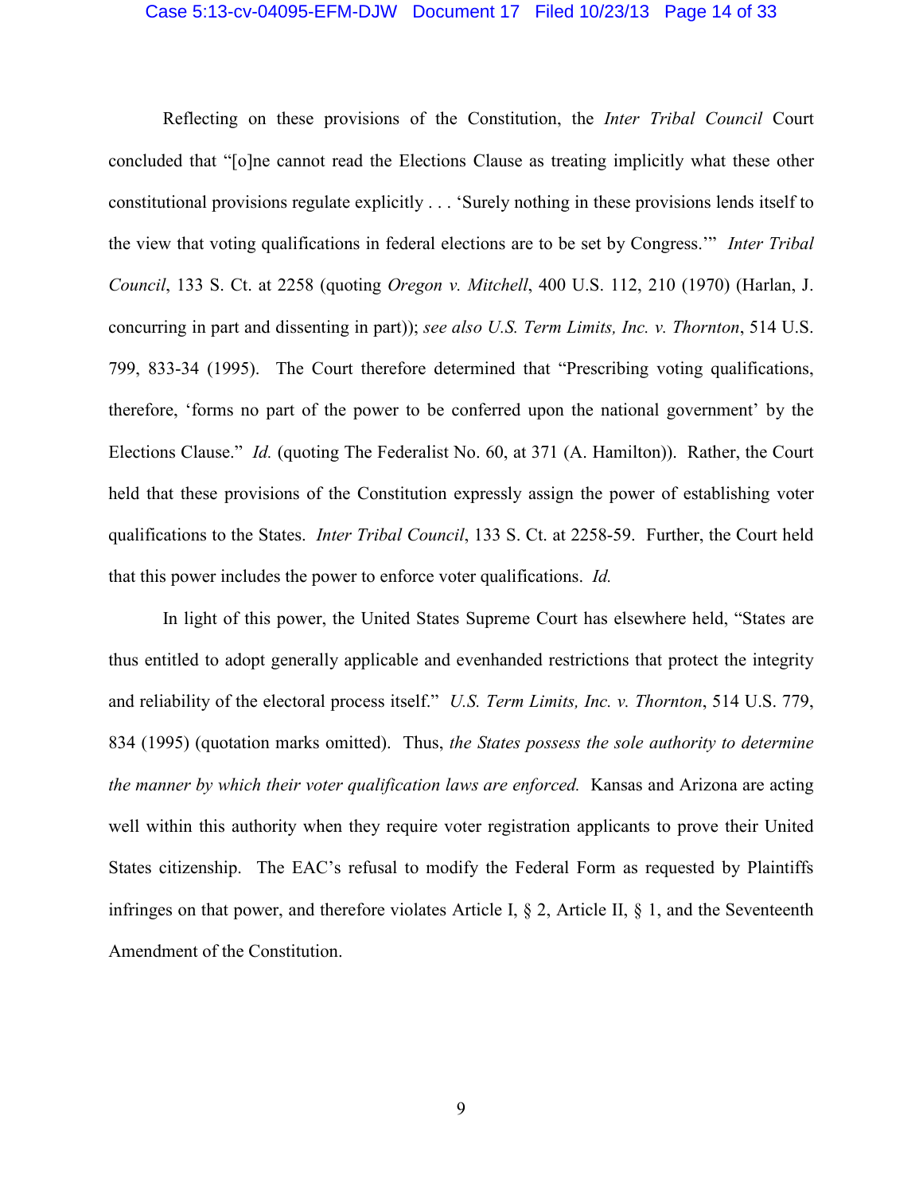Reflecting on these provisions of the Constitution, the *Inter Tribal Council* Court concluded that "[o]ne cannot read the Elections Clause as treating implicitly what these other constitutional provisions regulate explicitly . . . 'Surely nothing in these provisions lends itself to the view that voting qualifications in federal elections are to be set by Congress.'" *Inter Tribal Council*, 133 S. Ct. at 2258 (quoting *Oregon v. Mitchell*, 400 U.S. 112, 210 (1970) (Harlan, J. concurring in part and dissenting in part)); *see also U.S. Term Limits, Inc. v. Thornton*, 514 U.S. 799, 833-34 (1995). The Court therefore determined that "Prescribing voting qualifications, therefore, 'forms no part of the power to be conferred upon the national government' by the Elections Clause." *Id.* (quoting The Federalist No. 60, at 371 (A. Hamilton)). Rather, the Court held that these provisions of the Constitution expressly assign the power of establishing voter qualifications to the States. *Inter Tribal Council*, 133 S. Ct. at 2258-59. Further, the Court held that this power includes the power to enforce voter qualifications. *Id.*

In light of this power, the United States Supreme Court has elsewhere held, "States are thus entitled to adopt generally applicable and evenhanded restrictions that protect the integrity and reliability of the electoral process itself." *U.S. Term Limits, Inc. v. Thornton*, 514 U.S. 779, 834 (1995) (quotation marks omitted). Thus, *the States possess the sole authority to determine the manner by which their voter qualification laws are enforced.* Kansas and Arizona are acting well within this authority when they require voter registration applicants to prove their United States citizenship. The EAC's refusal to modify the Federal Form as requested by Plaintiffs infringes on that power, and therefore violates Article I, § 2, Article II, § 1, and the Seventeenth Amendment of the Constitution.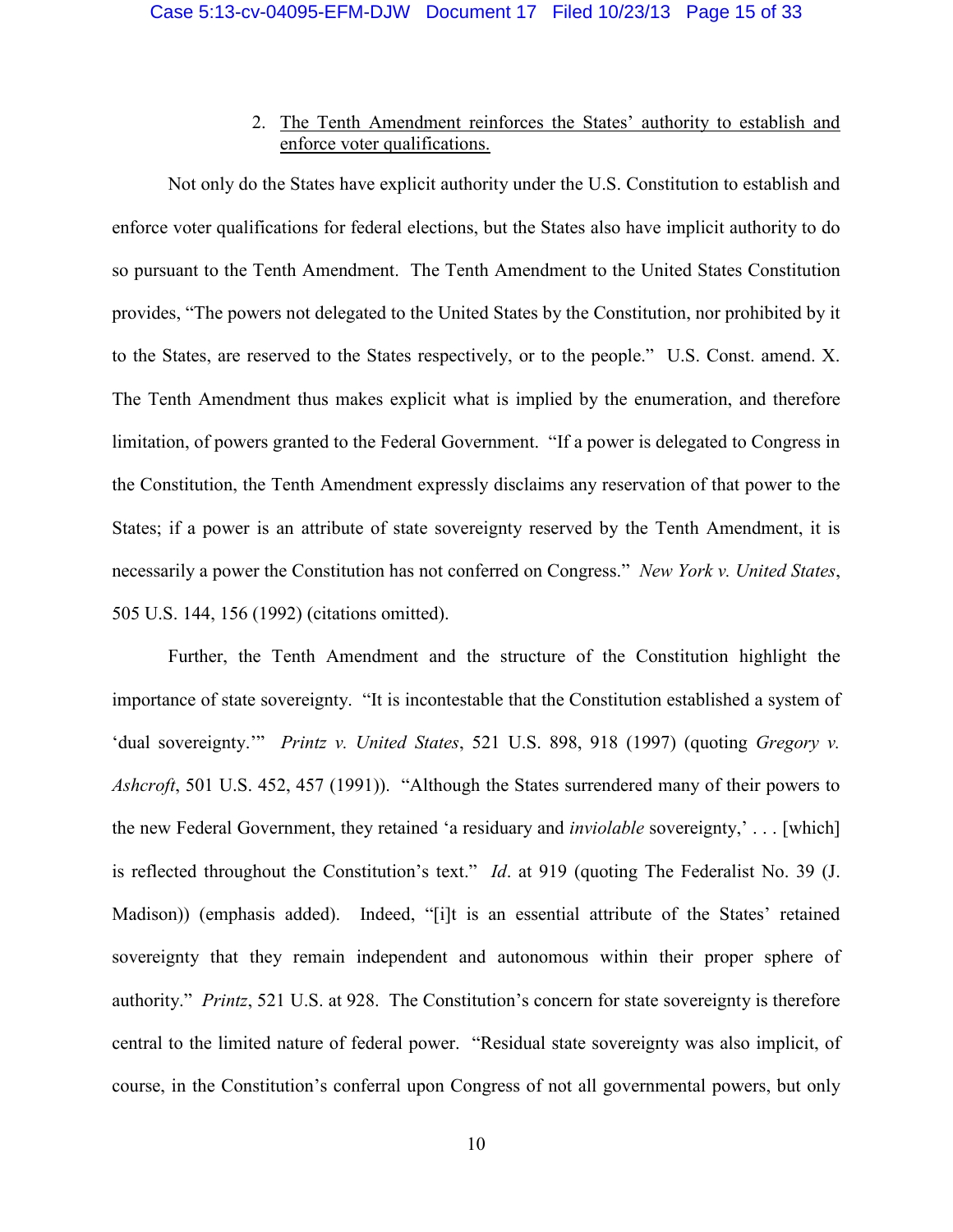2. <u>The Tenth Amendment reinforces the States' authority to establish and enforce voter qualifications.</u>

Not only do the States have explicit authority under the U.S. Constitution to establish and enforce voter qualifications for federal elections, but the States also have implicit authority to do so pursuant to the Tenth Amendment. The Tenth Amendment to the United States Constitution provides, "The powers not delegated to the United States by the Constitution, nor prohibited by it to the States, are reserved to the States respectively, or to the people." U.S. Const. amend. X. The Tenth Amendment thus makes explicit what is implied by the enumeration, and therefore limitation, of powers granted to the Federal Government. "If a power is delegated to Congress in the Constitution, the Tenth Amendment expressly disclaims any reservation of that power to the States; if a power is an attribute of state sovereignty reserved by the Tenth Amendment, it is necessarily a power the Constitution has not conferred on Congress." *New York v. United States*, 505 U.S. 144, 156 (1992) (citations omitted).

Further, the Tenth Amendment and the structure of the Constitution highlight the importance of state sovereignty. "It is incontestable that the Constitution established a system of 'dual sovereignty.'" *Printz v. United States*, 521 U.S. 898, 918 (1997) (quoting *Gregory v. Ashcroft*, 501 U.S. 452, 457 (1991)). "Although the States surrendered many of their powers to the new Federal Government, they retained 'a residuary and *inviolable* sovereignty,' . . . [which] is reflected throughout the Constitution's text." *Id*. at 919 (quoting The Federalist No. 39 (J. Madison)) (emphasis added). Indeed, "[i]t is an essential attribute of the States' retained sovereignty that they remain independent and autonomous within their proper sphere of authority." *Printz*, 521 U.S. at 928. The Constitution's concern for state sovereignty is therefore central to the limited nature of federal power. "Residual state sovereignty was also implicit, of course, in the Constitution's conferral upon Congress of not all governmental powers, but only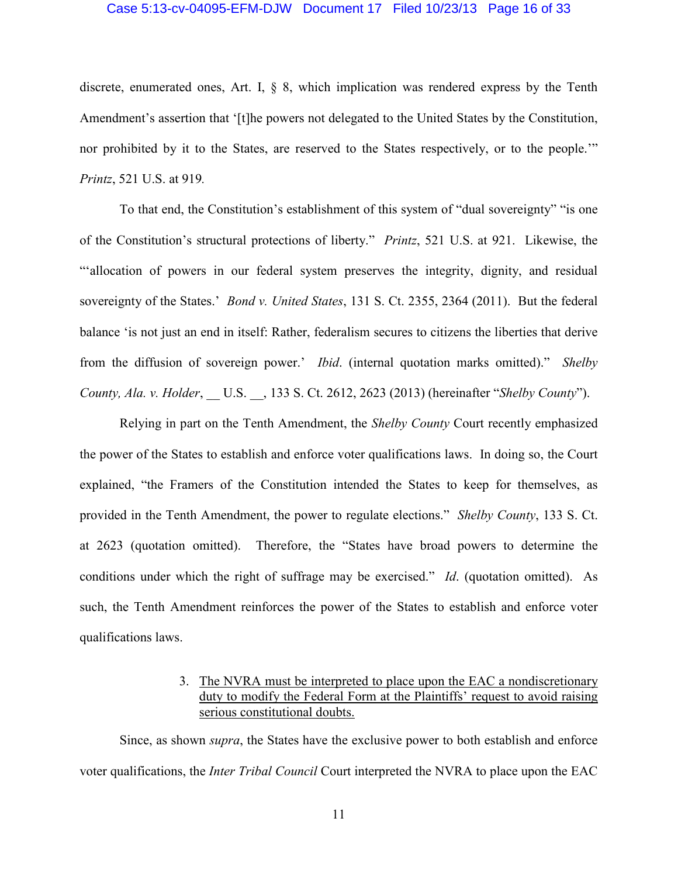discrete, enumerated ones, Art. I, § 8, which implication was rendered express by the Tenth Amendment's assertion that '[t]he powers not delegated to the United States by the Constitution, nor prohibited by it to the States, are reserved to the States respectively, or to the people.'" *Printz*, 521 U.S. at 919*.*

To that end, the Constitution's establishment of this system of "dual sovereignty" "is one of the Constitution's structural protections of liberty." *Printz*, 521 U.S. at 921. Likewise, the "'allocation of powers in our federal system preserves the integrity, dignity, and residual sovereignty of the States.' *Bond v. United States*, 131 S. Ct. 2355, 2364 (2011). But the federal balance 'is not just an end in itself: Rather, federalism secures to citizens the liberties that derive from the diffusion of sovereign power.' *Ibid*. (internal quotation marks omitted)." *Shelby County, Ala. v. Holder*, __ U.S. __, 133 S. Ct. 2612, 2623 (2013) (hereinafter "*Shelby County*").

Relying in part on the Tenth Amendment, the *Shelby County* Court recently emphasized the power of the States to establish and enforce voter qualifications laws. In doing so, the Court explained, "the Framers of the Constitution intended the States to keep for themselves, as provided in the Tenth Amendment, the power to regulate elections." *Shelby County*, 133 S. Ct. at 2623 (quotation omitted). Therefore, the "States have broad powers to determine the conditions under which the right of suffrage may be exercised." *Id*. (quotation omitted). As such, the Tenth Amendment reinforces the power of the States to establish and enforce voter qualifications laws.

3. <u>The NVRA must be interpreted to place upon the EAC a nondiscretionary duty to modify the Federal Form at the Plaintiffs' request to avoid raising serious constitutional doubts.</u>

Since, as shown *supra*, the States have the exclusive power to both establish and enforce voter qualifications, the *Inter Tribal Council* Court interpreted the NVRA to place upon the EAC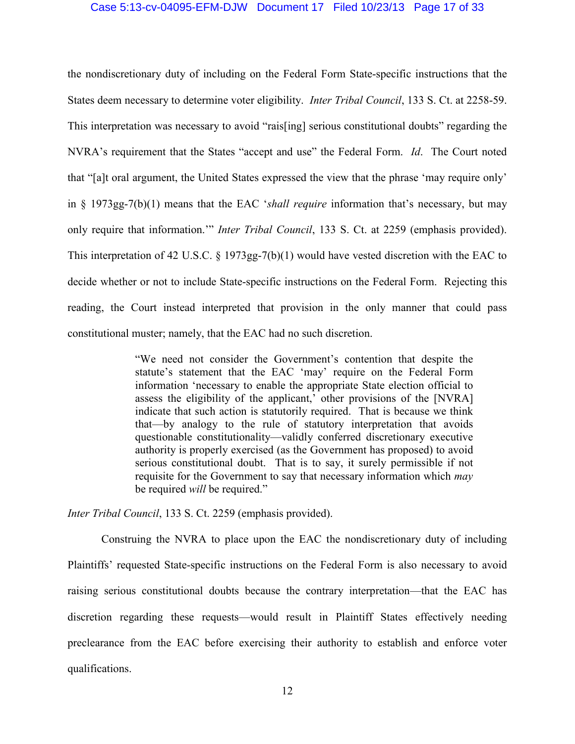the nondiscretionary duty of including on the Federal Form State-specific instructions that the States deem necessary to determine voter eligibility. *Inter Tribal Council*, 133 S. Ct. at 2258-59. This interpretation was necessary to avoid "rais[ing] serious constitutional doubts" regarding the NVRA's requirement that the States "accept and use" the Federal Form. *Id*. The Court noted that "[a]t oral argument, the United States expressed the view that the phrase 'may require only' in § 1973gg-7(b)(1) means that the EAC '*shall require* information that's necessary, but may only require that information.'" *Inter Tribal Council*, 133 S. Ct. at 2259 (emphasis provided). This interpretation of 42 U.S.C. § 1973gg-7(b)(1) would have vested discretion with the EAC to decide whether or not to include State-specific instructions on the Federal Form. Rejecting this reading, the Court instead interpreted that provision in the only manner that could pass constitutional muster; namely, that the EAC had no such discretion.

> "We need not consider the Government's contention that despite the statute's statement that the EAC 'may' require on the Federal Form information 'necessary to enable the appropriate State election official to assess the eligibility of the applicant,' other provisions of the [NVRA] indicate that such action is statutorily required. That is because we think that—by analogy to the rule of statutory interpretation that avoids questionable constitutionality—validly conferred discretionary executive authority is properly exercised (as the Government has proposed) to avoid serious constitutional doubt. That is to say, it surely permissible if not requisite for the Government to say that necessary information which *may* be required *will* be required."

*Inter Tribal Council*, 133 S. Ct. 2259 (emphasis provided).

Construing the NVRA to place upon the EAC the nondiscretionary duty of including Plaintiffs' requested State-specific instructions on the Federal Form is also necessary to avoid raising serious constitutional doubts because the contrary interpretation—that the EAC has discretion regarding these requests—would result in Plaintiff States effectively needing preclearance from the EAC before exercising their authority to establish and enforce voter qualifications.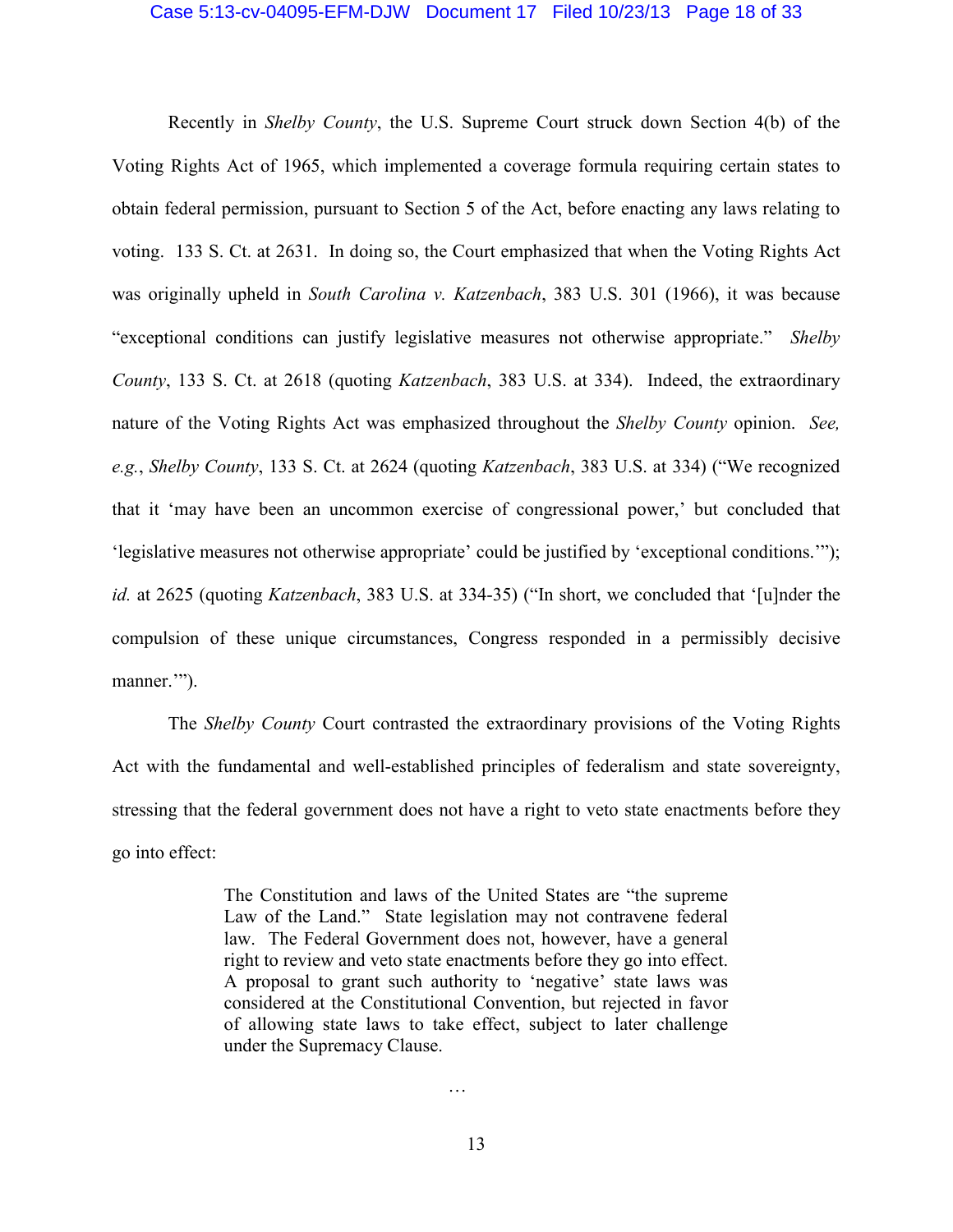Recently in *Shelby County*, the U.S. Supreme Court struck down Section 4(b) of the Voting Rights Act of 1965, which implemented a coverage formula requiring certain states to obtain federal permission, pursuant to Section 5 of the Act, before enacting any laws relating to voting. 133 S. Ct. at 2631. In doing so, the Court emphasized that when the Voting Rights Act was originally upheld in *South Carolina v. Katzenbach*, 383 U.S. 301 (1966), it was because "exceptional conditions can justify legislative measures not otherwise appropriate." *Shelby County*, 133 S. Ct. at 2618 (quoting *Katzenbach*, 383 U.S. at 334). Indeed, the extraordinary nature of the Voting Rights Act was emphasized throughout the *Shelby County* opinion. *See, e.g.*, *Shelby County*, 133 S. Ct. at 2624 (quoting *Katzenbach*, 383 U.S. at 334) ("We recognized that it 'may have been an uncommon exercise of congressional power,' but concluded that 'legislative measures not otherwise appropriate' could be justified by 'exceptional conditions.'"); *id.* at 2625 (quoting *Katzenbach*, 383 U.S. at 334-35) ("In short, we concluded that '[u]nder the compulsion of these unique circumstances, Congress responded in a permissibly decisive manner.'").

The *Shelby County* Court contrasted the extraordinary provisions of the Voting Rights Act with the fundamental and well-established principles of federalism and state sovereignty, stressing that the federal government does not have a right to veto state enactments before they go into effect:

> The Constitution and laws of the United States are "the supreme Law of the Land." State legislation may not contravene federal law. The Federal Government does not, however, have a general right to review and veto state enactments before they go into effect. A proposal to grant such authority to 'negative' state laws was considered at the Constitutional Convention, but rejected in favor of allowing state laws to take effect, subject to later challenge under the Supremacy Clause.
>
> …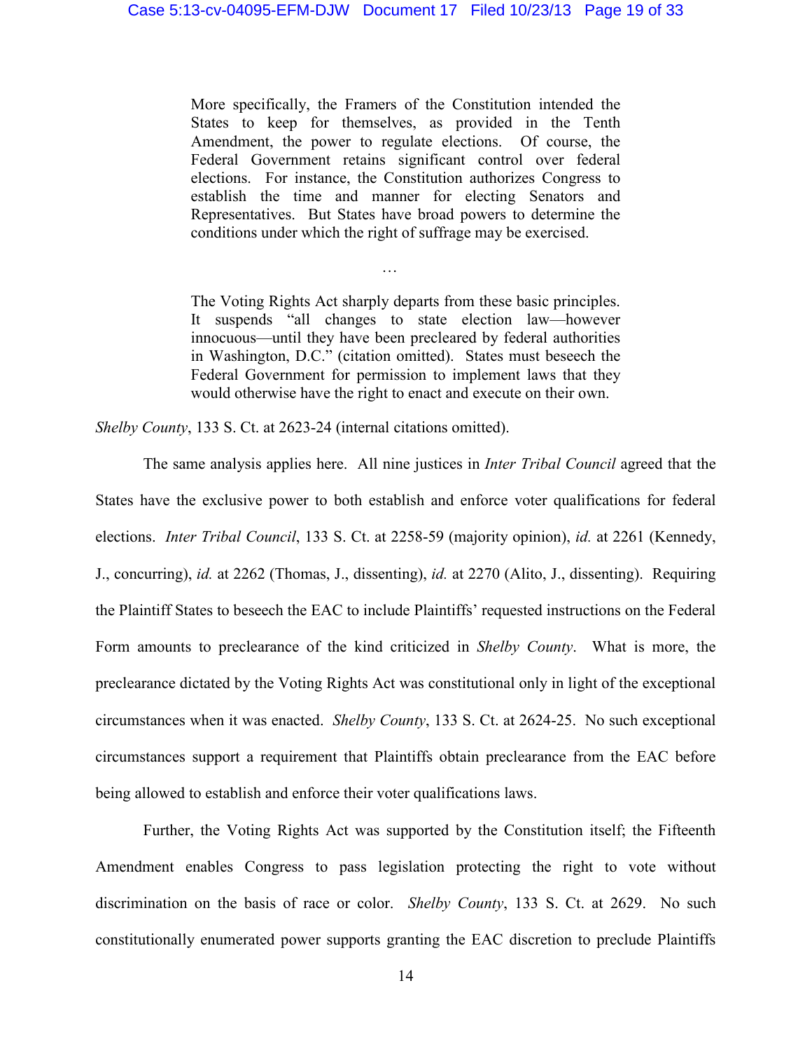> More specifically, the Framers of the Constitution intended the States to keep for themselves, as provided in the Tenth Amendment, the power to regulate elections. Of course, the Federal Government retains significant control over federal elections. For instance, the Constitution authorizes Congress to establish the time and manner for electing Senators and Representatives. But States have broad powers to determine the conditions under which the right of suffrage may be exercised.
>
> …
>
> The Voting Rights Act sharply departs from these basic principles. It suspends "all changes to state election law—however innocuous—until they have been precleared by federal authorities in Washington, D.C." (citation omitted). States must beseech the Federal Government for permission to implement laws that they would otherwise have the right to enact and execute on their own.

*Shelby County*, 133 S. Ct. at 2623-24 (internal citations omitted).

The same analysis applies here. All nine justices in *Inter Tribal Council* agreed that the States have the exclusive power to both establish and enforce voter qualifications for federal elections. *Inter Tribal Council*, 133 S. Ct. at 2258-59 (majority opinion), *id.* at 2261 (Kennedy, J., concurring), *id.* at 2262 (Thomas, J., dissenting), *id.* at 2270 (Alito, J., dissenting). Requiring the Plaintiff States to beseech the EAC to include Plaintiffs' requested instructions on the Federal Form amounts to preclearance of the kind criticized in *Shelby County*. What is more, the preclearance dictated by the Voting Rights Act was constitutional only in light of the exceptional circumstances when it was enacted. *Shelby County*, 133 S. Ct. at 2624-25. No such exceptional circumstances support a requirement that Plaintiffs obtain preclearance from the EAC before being allowed to establish and enforce their voter qualifications laws.

Further, the Voting Rights Act was supported by the Constitution itself; the Fifteenth Amendment enables Congress to pass legislation protecting the right to vote without discrimination on the basis of race or color. *Shelby County*, 133 S. Ct. at 2629. No such constitutionally enumerated power supports granting the EAC discretion to preclude Plaintiffs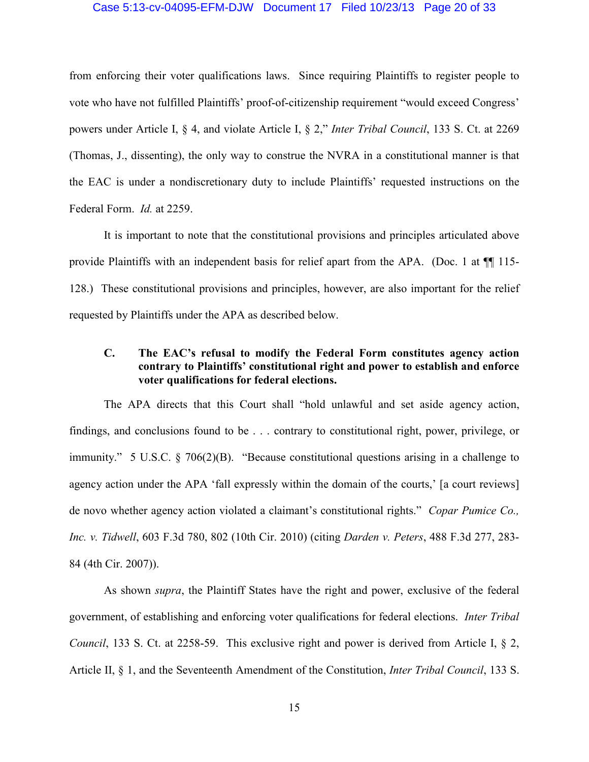from enforcing their voter qualifications laws. Since requiring Plaintiffs to register people to vote who have not fulfilled Plaintiffs' proof-of-citizenship requirement "would exceed Congress' powers under Article I, § 4, and violate Article I, § 2," *Inter Tribal Council*, 133 S. Ct. at 2269 (Thomas, J., dissenting), the only way to construe the NVRA in a constitutional manner is that the EAC is under a nondiscretionary duty to include Plaintiffs' requested instructions on the Federal Form. *Id.* at 2259.

It is important to note that the constitutional provisions and principles articulated above provide Plaintiffs with an independent basis for relief apart from the APA. (Doc. 1 at ¶¶ 115-128.) These constitutional provisions and principles, however, are also important for the relief requested by Plaintiffs under the APA as described below.

### C. The EAC's refusal to modify the Federal Form constitutes agency action contrary to Plaintiffs' constitutional right and power to establish and enforce voter qualifications for federal elections.

The APA directs that this Court shall "hold unlawful and set aside agency action, findings, and conclusions found to be . . . contrary to constitutional right, power, privilege, or immunity." 5 U.S.C. § 706(2)(B). "Because constitutional questions arising in a challenge to agency action under the APA 'fall expressly within the domain of the courts,' [a court reviews] de novo whether agency action violated a claimant's constitutional rights." *Copar Pumice Co., Inc. v. Tidwell*, 603 F.3d 780, 802 (10th Cir. 2010) (citing *Darden v. Peters*, 488 F.3d 277, 283-84 (4th Cir. 2007)).

As shown *supra*, the Plaintiff States have the right and power, exclusive of the federal government, of establishing and enforcing voter qualifications for federal elections. *Inter Tribal Council*, 133 S. Ct. at 2258-59. This exclusive right and power is derived from Article I, § 2, Article II, § 1, and the Seventeenth Amendment of the Constitution, *Inter Tribal Council*, 133 S.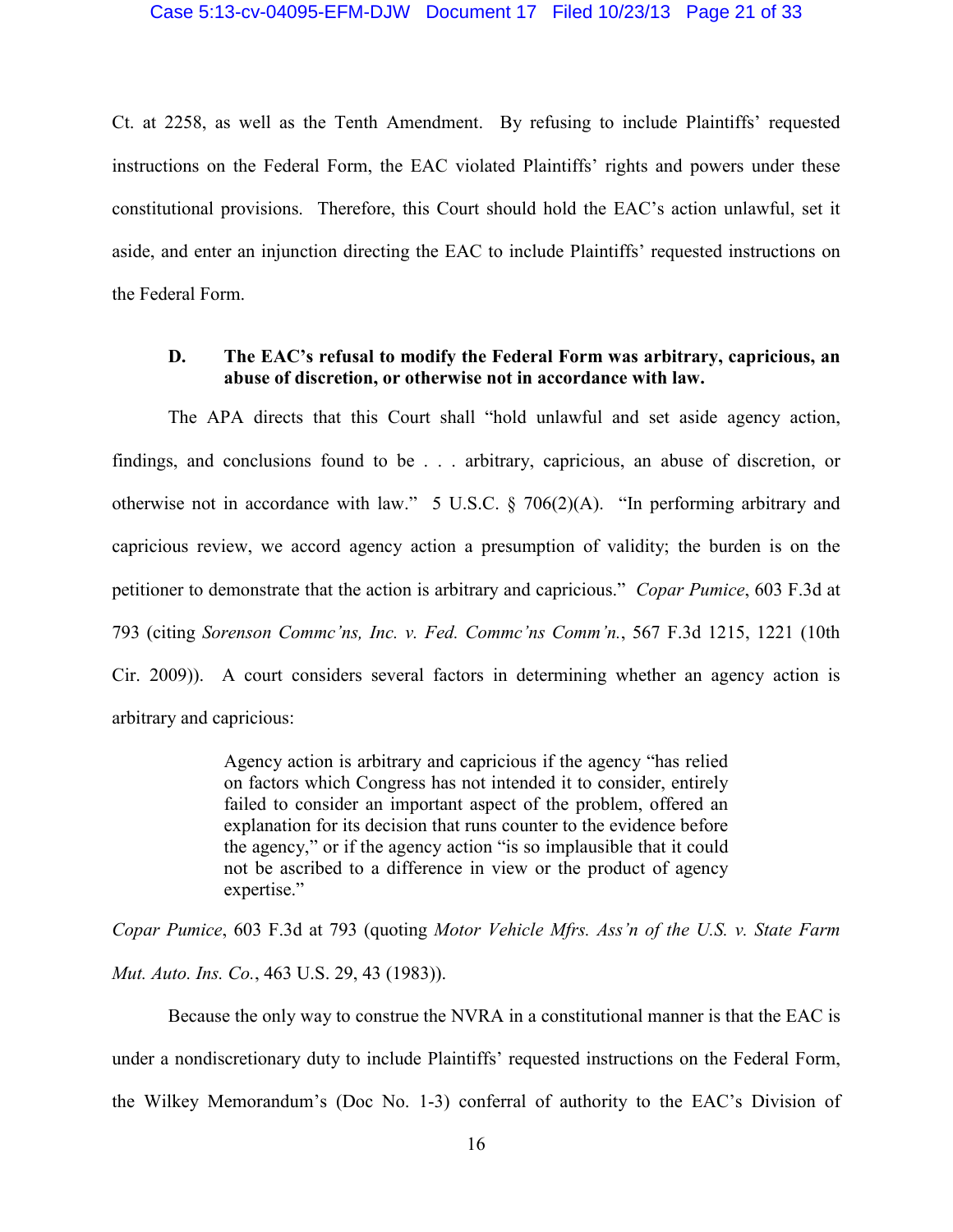Ct. at 2258, as well as the Tenth Amendment. By refusing to include Plaintiffs' requested instructions on the Federal Form, the EAC violated Plaintiffs' rights and powers under these constitutional provisions. Therefore, this Court should hold the EAC's action unlawful, set it aside, and enter an injunction directing the EAC to include Plaintiffs' requested instructions on the Federal Form.

### D. The EAC's refusal to modify the Federal Form was arbitrary, capricious, an abuse of discretion, or otherwise not in accordance with law.

The APA directs that this Court shall "hold unlawful and set aside agency action, findings, and conclusions found to be . . . arbitrary, capricious, an abuse of discretion, or otherwise not in accordance with law." 5 U.S.C. § 706(2)(A). "In performing arbitrary and capricious review, we accord agency action a presumption of validity; the burden is on the petitioner to demonstrate that the action is arbitrary and capricious." *Copar Pumice*, 603 F.3d at 793 (citing *Sorenson Commc'ns, Inc. v. Fed. Commc'ns Comm'n.*, 567 F.3d 1215, 1221 (10th Cir. 2009)). A court considers several factors in determining whether an agency action is arbitrary and capricious:

> Agency action is arbitrary and capricious if the agency "has relied on factors which Congress has not intended it to consider, entirely failed to consider an important aspect of the problem, offered an explanation for its decision that runs counter to the evidence before the agency," or if the agency action "is so implausible that it could not be ascribed to a difference in view or the product of agency expertise."

*Copar Pumice*, 603 F.3d at 793 (quoting *Motor Vehicle Mfrs. Ass'n of the U.S. v. State Farm Mut. Auto. Ins. Co.*, 463 U.S. 29, 43 (1983)).

Because the only way to construe the NVRA in a constitutional manner is that the EAC is under a nondiscretionary duty to include Plaintiffs' requested instructions on the Federal Form, the Wilkey Memorandum's (Doc No. 1-3) conferral of authority to the EAC's Division of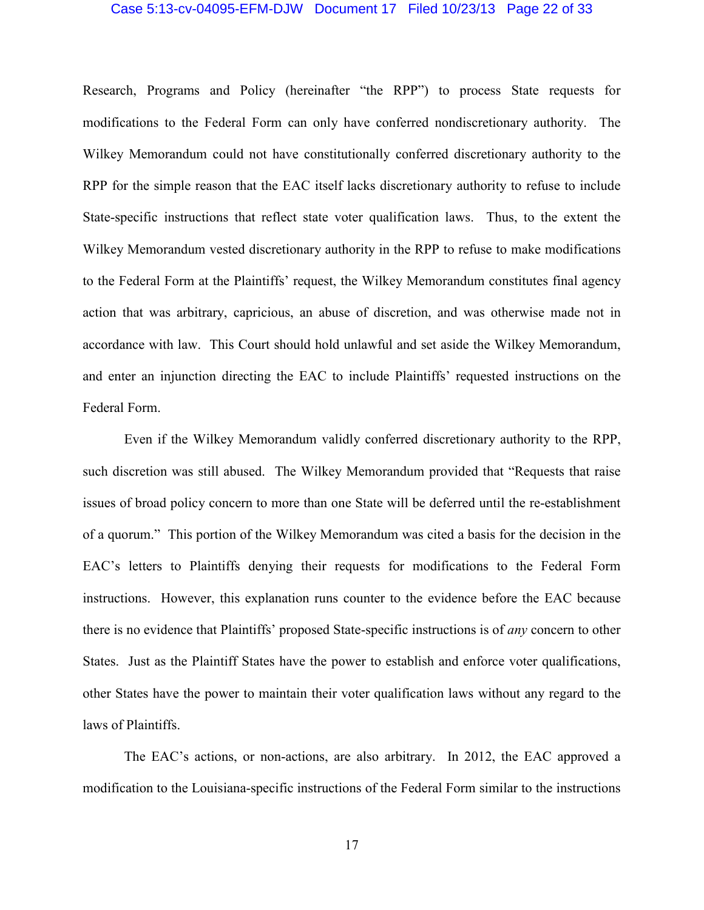Research, Programs and Policy (hereinafter "the RPP") to process State requests for modifications to the Federal Form can only have conferred nondiscretionary authority. The Wilkey Memorandum could not have constitutionally conferred discretionary authority to the RPP for the simple reason that the EAC itself lacks discretionary authority to refuse to include State-specific instructions that reflect state voter qualification laws. Thus, to the extent the Wilkey Memorandum vested discretionary authority in the RPP to refuse to make modifications to the Federal Form at the Plaintiffs' request, the Wilkey Memorandum constitutes final agency action that was arbitrary, capricious, an abuse of discretion, and was otherwise made not in accordance with law. This Court should hold unlawful and set aside the Wilkey Memorandum, and enter an injunction directing the EAC to include Plaintiffs' requested instructions on the Federal Form.

Even if the Wilkey Memorandum validly conferred discretionary authority to the RPP, such discretion was still abused. The Wilkey Memorandum provided that "Requests that raise issues of broad policy concern to more than one State will be deferred until the re-establishment of a quorum." This portion of the Wilkey Memorandum was cited a basis for the decision in the EAC's letters to Plaintiffs denying their requests for modifications to the Federal Form instructions. However, this explanation runs counter to the evidence before the EAC because there is no evidence that Plaintiffs' proposed State-specific instructions is of *any* concern to other States. Just as the Plaintiff States have the power to establish and enforce voter qualifications, other States have the power to maintain their voter qualification laws without any regard to the laws of Plaintiffs.

The EAC's actions, or non-actions, are also arbitrary. In 2012, the EAC approved a modification to the Louisiana-specific instructions of the Federal Form similar to the instructions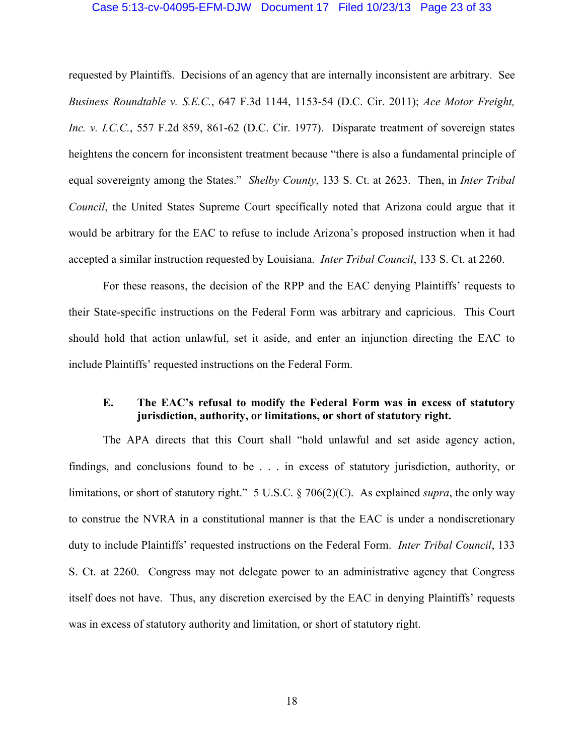requested by Plaintiffs. Decisions of an agency that are internally inconsistent are arbitrary. See *Business Roundtable v. S.E.C.*, 647 F.3d 1144, 1153-54 (D.C. Cir. 2011); *Ace Motor Freight, Inc. v. I.C.C.*, 557 F.2d 859, 861-62 (D.C. Cir. 1977). Disparate treatment of sovereign states heightens the concern for inconsistent treatment because "there is also a fundamental principle of equal sovereignty among the States." *Shelby County*, 133 S. Ct. at 2623. Then, in *Inter Tribal Council*, the United States Supreme Court specifically noted that Arizona could argue that it would be arbitrary for the EAC to refuse to include Arizona's proposed instruction when it had accepted a similar instruction requested by Louisiana. *Inter Tribal Council*, 133 S. Ct. at 2260.

For these reasons, the decision of the RPP and the EAC denying Plaintiffs' requests to their State-specific instructions on the Federal Form was arbitrary and capricious. This Court should hold that action unlawful, set it aside, and enter an injunction directing the EAC to include Plaintiffs' requested instructions on the Federal Form.

### E. The EAC's refusal to modify the Federal Form was in excess of statutory jurisdiction, authority, or limitations, or short of statutory right.

The APA directs that this Court shall "hold unlawful and set aside agency action, findings, and conclusions found to be . . . in excess of statutory jurisdiction, authority, or limitations, or short of statutory right." 5 U.S.C. § 706(2)(C). As explained *supra*, the only way to construe the NVRA in a constitutional manner is that the EAC is under a nondiscretionary duty to include Plaintiffs' requested instructions on the Federal Form. *Inter Tribal Council*, 133 S. Ct. at 2260. Congress may not delegate power to an administrative agency that Congress itself does not have. Thus, any discretion exercised by the EAC in denying Plaintiffs' requests was in excess of statutory authority and limitation, or short of statutory right.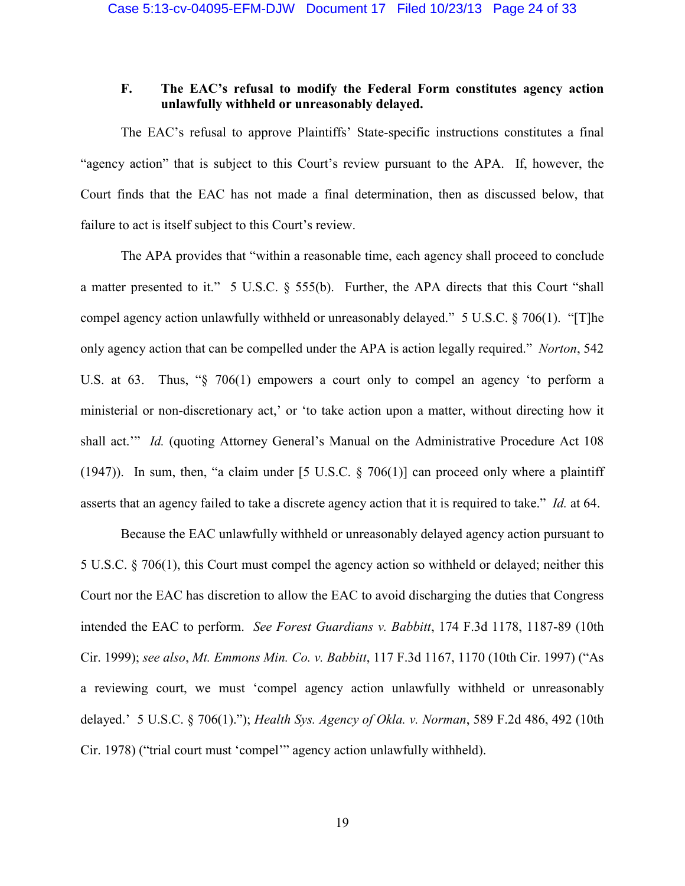### F. The EAC's refusal to modify the Federal Form constitutes agency action unlawfully withheld or unreasonably delayed.

The EAC's refusal to approve Plaintiffs' State-specific instructions constitutes a final "agency action" that is subject to this Court's review pursuant to the APA. If, however, the Court finds that the EAC has not made a final determination, then as discussed below, that failure to act is itself subject to this Court's review.

The APA provides that "within a reasonable time, each agency shall proceed to conclude a matter presented to it." 5 U.S.C. § 555(b). Further, the APA directs that this Court "shall compel agency action unlawfully withheld or unreasonably delayed." 5 U.S.C. § 706(1). "[T]he only agency action that can be compelled under the APA is action legally required." *Norton*, 542 U.S. at 63. Thus, "§ 706(1) empowers a court only to compel an agency 'to perform a ministerial or non-discretionary act,' or 'to take action upon a matter, without directing how it shall act.'" *Id.* (quoting Attorney General's Manual on the Administrative Procedure Act 108 (1947)). In sum, then, "a claim under [5 U.S.C. § 706(1)] can proceed only where a plaintiff asserts that an agency failed to take a discrete agency action that it is required to take." *Id.* at 64.

Because the EAC unlawfully withheld or unreasonably delayed agency action pursuant to 5 U.S.C. § 706(1), this Court must compel the agency action so withheld or delayed; neither this Court nor the EAC has discretion to allow the EAC to avoid discharging the duties that Congress intended the EAC to perform. *See Forest Guardians v. Babbitt*, 174 F.3d 1178, 1187-89 (10th Cir. 1999); *see also*, *Mt. Emmons Min. Co. v. Babbitt*, 117 F.3d 1167, 1170 (10th Cir. 1997) ("As a reviewing court, we must 'compel agency action unlawfully withheld or unreasonably delayed.' 5 U.S.C. § 706(1)."); *Health Sys. Agency of Okla. v. Norman*, 589 F.2d 486, 492 (10th Cir. 1978) ("trial court must 'compel'" agency action unlawfully withheld).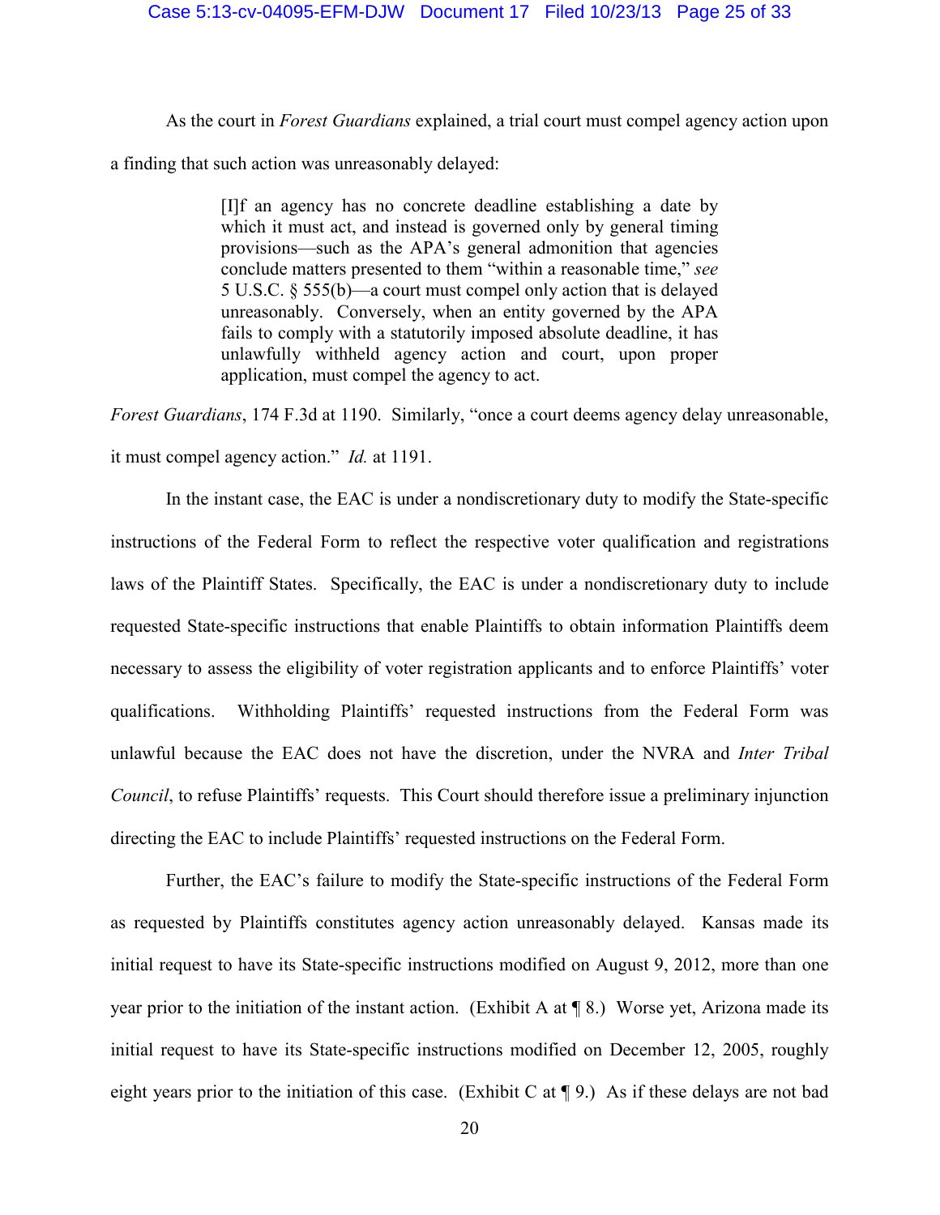As the court in *Forest Guardians* explained, a trial court must compel agency action upon a finding that such action was unreasonably delayed:

> [I]f an agency has no concrete deadline establishing a date by which it must act, and instead is governed only by general timing provisions—such as the APA's general admonition that agencies conclude matters presented to them "within a reasonable time," *see* 5 U.S.C. § 555(b)—a court must compel only action that is delayed unreasonably. Conversely, when an entity governed by the APA fails to comply with a statutorily imposed absolute deadline, it has unlawfully withheld agency action and court, upon proper application, must compel the agency to act.

*Forest Guardians*, 174 F.3d at 1190. Similarly, "once a court deems agency delay unreasonable, it must compel agency action." *Id.* at 1191.

In the instant case, the EAC is under a nondiscretionary duty to modify the State-specific instructions of the Federal Form to reflect the respective voter qualification and registrations laws of the Plaintiff States. Specifically, the EAC is under a nondiscretionary duty to include requested State-specific instructions that enable Plaintiffs to obtain information Plaintiffs deem necessary to assess the eligibility of voter registration applicants and to enforce Plaintiffs' voter qualifications. Withholding Plaintiffs' requested instructions from the Federal Form was unlawful because the EAC does not have the discretion, under the NVRA and *Inter Tribal Council*, to refuse Plaintiffs' requests. This Court should therefore issue a preliminary injunction directing the EAC to include Plaintiffs' requested instructions on the Federal Form.

Further, the EAC's failure to modify the State-specific instructions of the Federal Form as requested by Plaintiffs constitutes agency action unreasonably delayed. Kansas made its initial request to have its State-specific instructions modified on August 9, 2012, more than one year prior to the initiation of the instant action. (Exhibit A at ¶ 8.) Worse yet, Arizona made its initial request to have its State-specific instructions modified on December 12, 2005, roughly eight years prior to the initiation of this case. (Exhibit C at ¶ 9.) As if these delays are not bad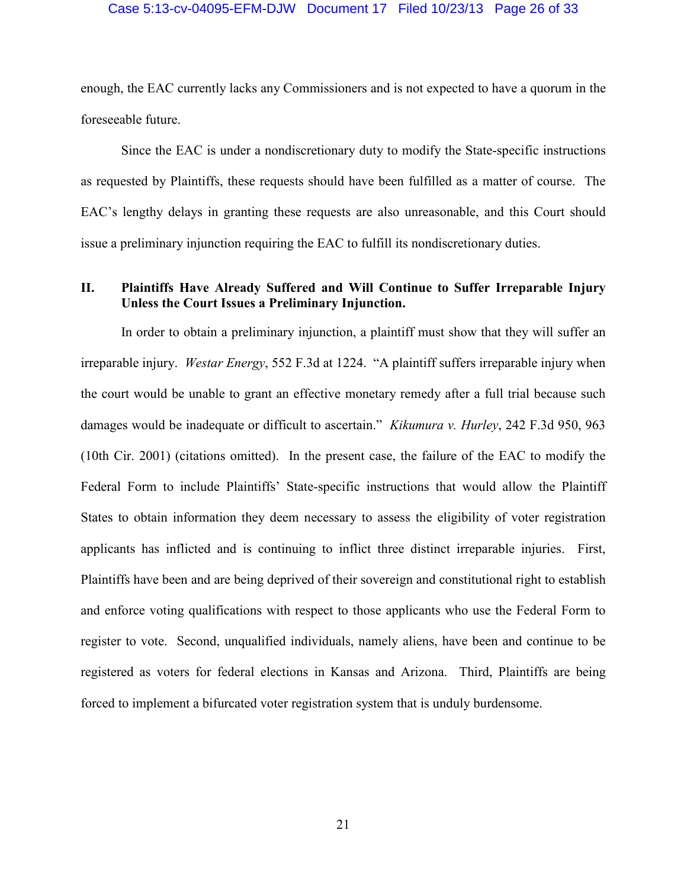enough, the EAC currently lacks any Commissioners and is not expected to have a quorum in the foreseeable future.

Since the EAC is under a nondiscretionary duty to modify the State-specific instructions as requested by Plaintiffs, these requests should have been fulfilled as a matter of course. The EAC's lengthy delays in granting these requests are also unreasonable, and this Court should issue a preliminary injunction requiring the EAC to fulfill its nondiscretionary duties.

## II. Plaintiffs Have Already Suffered and Will Continue to Suffer Irreparable Injury Unless the Court Issues a Preliminary Injunction.

In order to obtain a preliminary injunction, a plaintiff must show that they will suffer an irreparable injury. *Westar Energy*, 552 F.3d at 1224. "A plaintiff suffers irreparable injury when the court would be unable to grant an effective monetary remedy after a full trial because such damages would be inadequate or difficult to ascertain." *Kikumura v. Hurley*, 242 F.3d 950, 963 (10th Cir. 2001) (citations omitted). In the present case, the failure of the EAC to modify the Federal Form to include Plaintiffs' State-specific instructions that would allow the Plaintiff States to obtain information they deem necessary to assess the eligibility of voter registration applicants has inflicted and is continuing to inflict three distinct irreparable injuries. First, Plaintiffs have been and are being deprived of their sovereign and constitutional right to establish and enforce voting qualifications with respect to those applicants who use the Federal Form to register to vote. Second, unqualified individuals, namely aliens, have been and continue to be registered as voters for federal elections in Kansas and Arizona. Third, Plaintiffs are being forced to implement a bifurcated voter registration system that is unduly burdensome.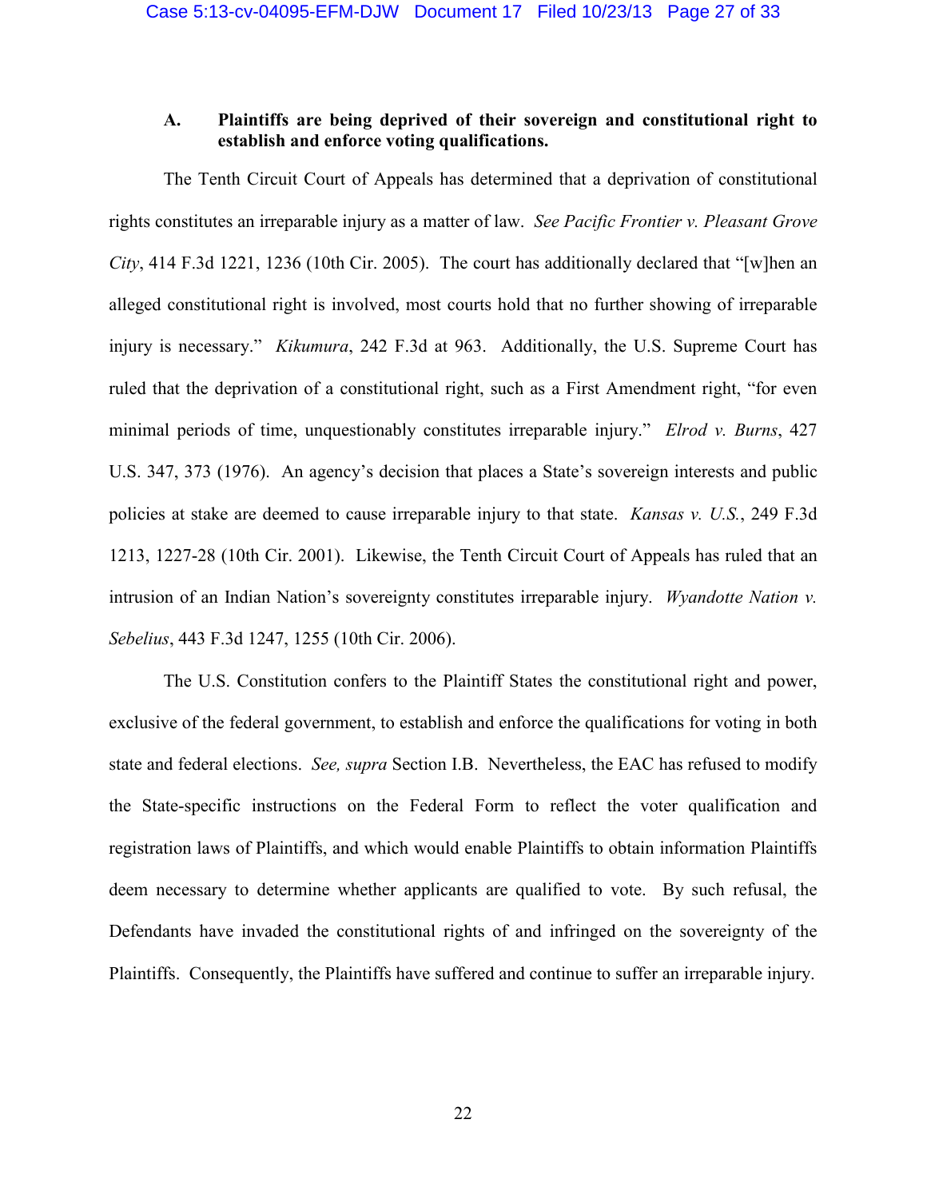### A. Plaintiffs are being deprived of their sovereign and constitutional right to establish and enforce voting qualifications.

The Tenth Circuit Court of Appeals has determined that a deprivation of constitutional rights constitutes an irreparable injury as a matter of law. *See Pacific Frontier v. Pleasant Grove City*, 414 F.3d 1221, 1236 (10th Cir. 2005). The court has additionally declared that "[w]hen an alleged constitutional right is involved, most courts hold that no further showing of irreparable injury is necessary." *Kikumura*, 242 F.3d at 963. Additionally, the U.S. Supreme Court has ruled that the deprivation of a constitutional right, such as a First Amendment right, "for even minimal periods of time, unquestionably constitutes irreparable injury." *Elrod v. Burns*, 427 U.S. 347, 373 (1976). An agency's decision that places a State's sovereign interests and public policies at stake are deemed to cause irreparable injury to that state. *Kansas v. U.S.*, 249 F.3d 1213, 1227-28 (10th Cir. 2001). Likewise, the Tenth Circuit Court of Appeals has ruled that an intrusion of an Indian Nation's sovereignty constitutes irreparable injury. *Wyandotte Nation v. Sebelius*, 443 F.3d 1247, 1255 (10th Cir. 2006).

The U.S. Constitution confers to the Plaintiff States the constitutional right and power, exclusive of the federal government, to establish and enforce the qualifications for voting in both state and federal elections. *See, supra* Section I.B. Nevertheless, the EAC has refused to modify the State-specific instructions on the Federal Form to reflect the voter qualification and registration laws of Plaintiffs, and which would enable Plaintiffs to obtain information Plaintiffs deem necessary to determine whether applicants are qualified to vote. By such refusal, the Defendants have invaded the constitutional rights of and infringed on the sovereignty of the Plaintiffs. Consequently, the Plaintiffs have suffered and continue to suffer an irreparable injury.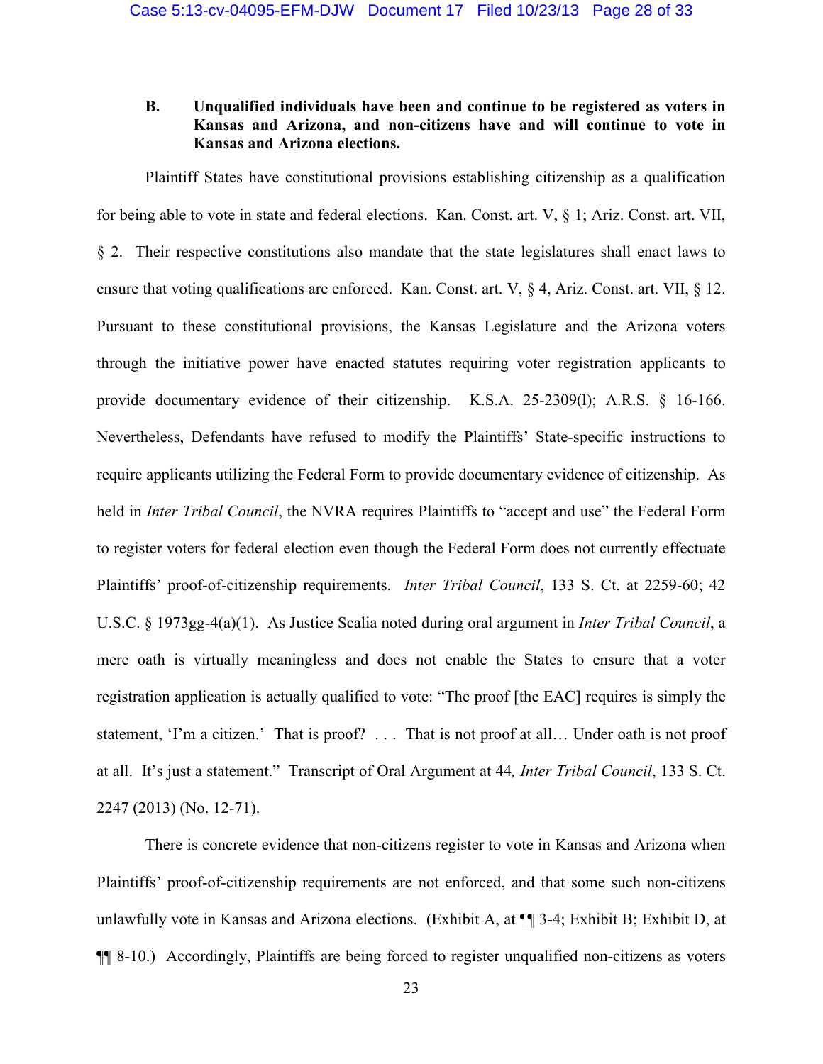### B. Unqualified individuals have been and continue to be registered as voters in Kansas and Arizona, and non-citizens have and will continue to vote in Kansas and Arizona elections.

Plaintiff States have constitutional provisions establishing citizenship as a qualification for being able to vote in state and federal elections. Kan. Const. art. V, § 1; Ariz. Const. art. VII, § 2. Their respective constitutions also mandate that the state legislatures shall enact laws to ensure that voting qualifications are enforced. Kan. Const. art. V, § 4, Ariz. Const. art. VII, § 12. Pursuant to these constitutional provisions, the Kansas Legislature and the Arizona voters through the initiative power have enacted statutes requiring voter registration applicants to provide documentary evidence of their citizenship. K.S.A. 25-2309(l); A.R.S. § 16-166. Nevertheless, Defendants have refused to modify the Plaintiffs' State-specific instructions to require applicants utilizing the Federal Form to provide documentary evidence of citizenship. As held in *Inter Tribal Council*, the NVRA requires Plaintiffs to "accept and use" the Federal Form to register voters for federal election even though the Federal Form does not currently effectuate Plaintiffs' proof-of-citizenship requirements. *Inter Tribal Council*, 133 S. Ct. at 2259-60; 42 U.S.C. § 1973gg-4(a)(1). As Justice Scalia noted during oral argument in *Inter Tribal Council*, a mere oath is virtually meaningless and does not enable the States to ensure that a voter registration application is actually qualified to vote: "The proof [the EAC] requires is simply the statement, 'I'm a citizen.' That is proof? . . . That is not proof at all… Under oath is not proof at all. It's just a statement." Transcript of Oral Argument at 44*, Inter Tribal Council*, 133 S. Ct. 2247 (2013) (No. 12-71).

There is concrete evidence that non-citizens register to vote in Kansas and Arizona when Plaintiffs' proof-of-citizenship requirements are not enforced, and that some such non-citizens unlawfully vote in Kansas and Arizona elections. (Exhibit A, at ¶¶ 3-4; Exhibit B; Exhibit D, at ¶¶ 8-10.) Accordingly, Plaintiffs are being forced to register unqualified non-citizens as voters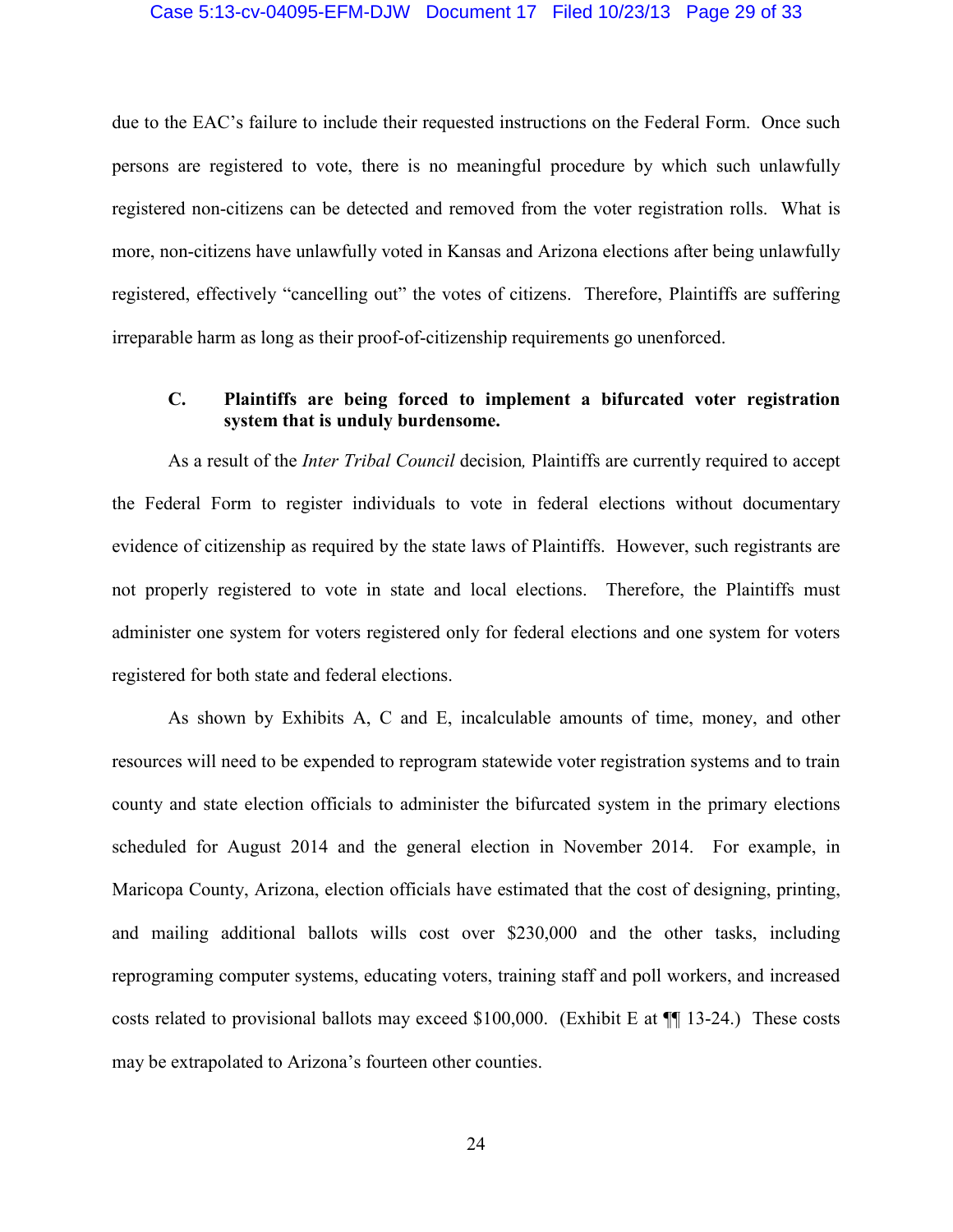due to the EAC's failure to include their requested instructions on the Federal Form. Once such persons are registered to vote, there is no meaningful procedure by which such unlawfully registered non-citizens can be detected and removed from the voter registration rolls. What is more, non-citizens have unlawfully voted in Kansas and Arizona elections after being unlawfully registered, effectively "cancelling out" the votes of citizens. Therefore, Plaintiffs are suffering irreparable harm as long as their proof-of-citizenship requirements go unenforced.

### C. Plaintiffs are being forced to implement a bifurcated voter registration system that is unduly burdensome.

As a result of the *Inter Tribal Council* decision*,* Plaintiffs are currently required to accept the Federal Form to register individuals to vote in federal elections without documentary evidence of citizenship as required by the state laws of Plaintiffs. However, such registrants are not properly registered to vote in state and local elections. Therefore, the Plaintiffs must administer one system for voters registered only for federal elections and one system for voters registered for both state and federal elections.

As shown by Exhibits A, C and E, incalculable amounts of time, money, and other resources will need to be expended to reprogram statewide voter registration systems and to train county and state election officials to administer the bifurcated system in the primary elections scheduled for August 2014 and the general election in November 2014. For example, in Maricopa County, Arizona, election officials have estimated that the cost of designing, printing, and mailing additional ballots wills cost over $230,000 and the other tasks, including reprograming computer systems, educating voters, training staff and poll workers, and increased costs related to provisional ballots may exceed $100,000. (Exhibit E at ¶¶ 13-24.) These costs may be extrapolated to Arizona's fourteen other counties.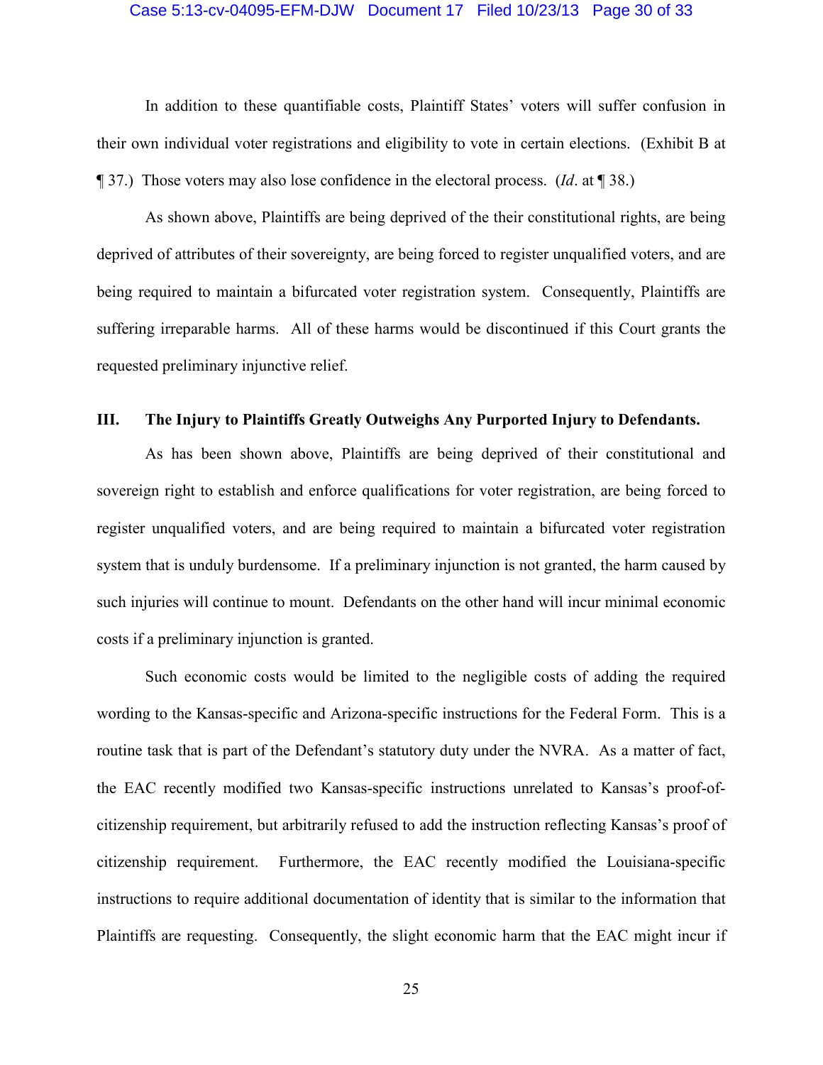In addition to these quantifiable costs, Plaintiff States' voters will suffer confusion in their own individual voter registrations and eligibility to vote in certain elections. (Exhibit B at ¶ 37.) Those voters may also lose confidence in the electoral process. (*Id*. at ¶ 38.)

As shown above, Plaintiffs are being deprived of the their constitutional rights, are being deprived of attributes of their sovereignty, are being forced to register unqualified voters, and are being required to maintain a bifurcated voter registration system. Consequently, Plaintiffs are suffering irreparable harms. All of these harms would be discontinued if this Court grants the requested preliminary injunctive relief.

## III. The Injury to Plaintiffs Greatly Outweighs Any Purported Injury to Defendants.

As has been shown above, Plaintiffs are being deprived of their constitutional and sovereign right to establish and enforce qualifications for voter registration, are being forced to register unqualified voters, and are being required to maintain a bifurcated voter registration system that is unduly burdensome. If a preliminary injunction is not granted, the harm caused by such injuries will continue to mount. Defendants on the other hand will incur minimal economic costs if a preliminary injunction is granted.

Such economic costs would be limited to the negligible costs of adding the required wording to the Kansas-specific and Arizona-specific instructions for the Federal Form. This is a routine task that is part of the Defendant's statutory duty under the NVRA. As a matter of fact, the EAC recently modified two Kansas-specific instructions unrelated to Kansas's proof-of-citizenship requirement, but arbitrarily refused to add the instruction reflecting Kansas's proof of citizenship requirement. Furthermore, the EAC recently modified the Louisiana-specific instructions to require additional documentation of identity that is similar to the information that Plaintiffs are requesting. Consequently, the slight economic harm that the EAC might incur if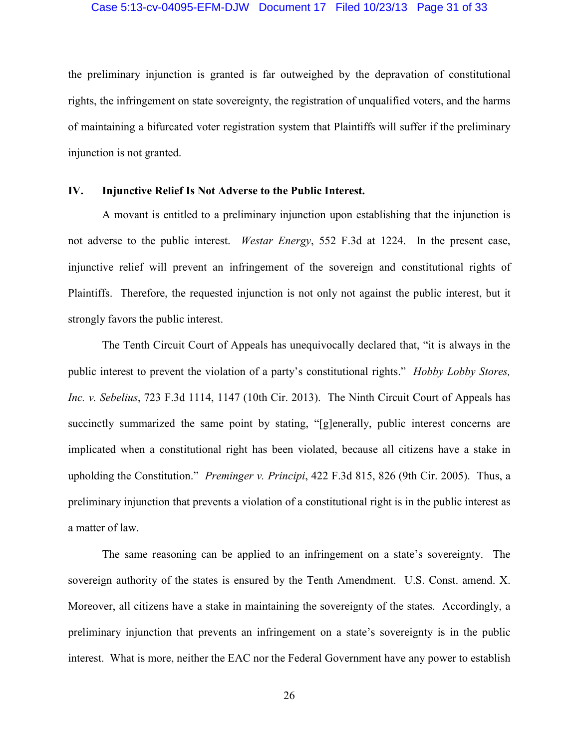the preliminary injunction is granted is far outweighed by the depravation of constitutional rights, the infringement on state sovereignty, the registration of unqualified voters, and the harms of maintaining a bifurcated voter registration system that Plaintiffs will suffer if the preliminary injunction is not granted.

### IV. Injunctive Relief Is Not Adverse to the Public Interest.

A movant is entitled to a preliminary injunction upon establishing that the injunction is not adverse to the public interest. *Westar Energy*, 552 F.3d at 1224. In the present case, injunctive relief will prevent an infringement of the sovereign and constitutional rights of Plaintiffs. Therefore, the requested injunction is not only not against the public interest, but it strongly favors the public interest.

The Tenth Circuit Court of Appeals has unequivocally declared that, "it is always in the public interest to prevent the violation of a party's constitutional rights." *Hobby Lobby Stores, Inc. v. Sebelius*, 723 F.3d 1114, 1147 (10th Cir. 2013). The Ninth Circuit Court of Appeals has succinctly summarized the same point by stating, "[g]enerally, public interest concerns are implicated when a constitutional right has been violated, because all citizens have a stake in upholding the Constitution." *Preminger v. Principi*, 422 F.3d 815, 826 (9th Cir. 2005). Thus, a preliminary injunction that prevents a violation of a constitutional right is in the public interest as a matter of law.

The same reasoning can be applied to an infringement on a state's sovereignty. The sovereign authority of the states is ensured by the Tenth Amendment. U.S. Const. amend. X. Moreover, all citizens have a stake in maintaining the sovereignty of the states. Accordingly, a preliminary injunction that prevents an infringement on a state's sovereignty is in the public interest. What is more, neither the EAC nor the Federal Government have any power to establish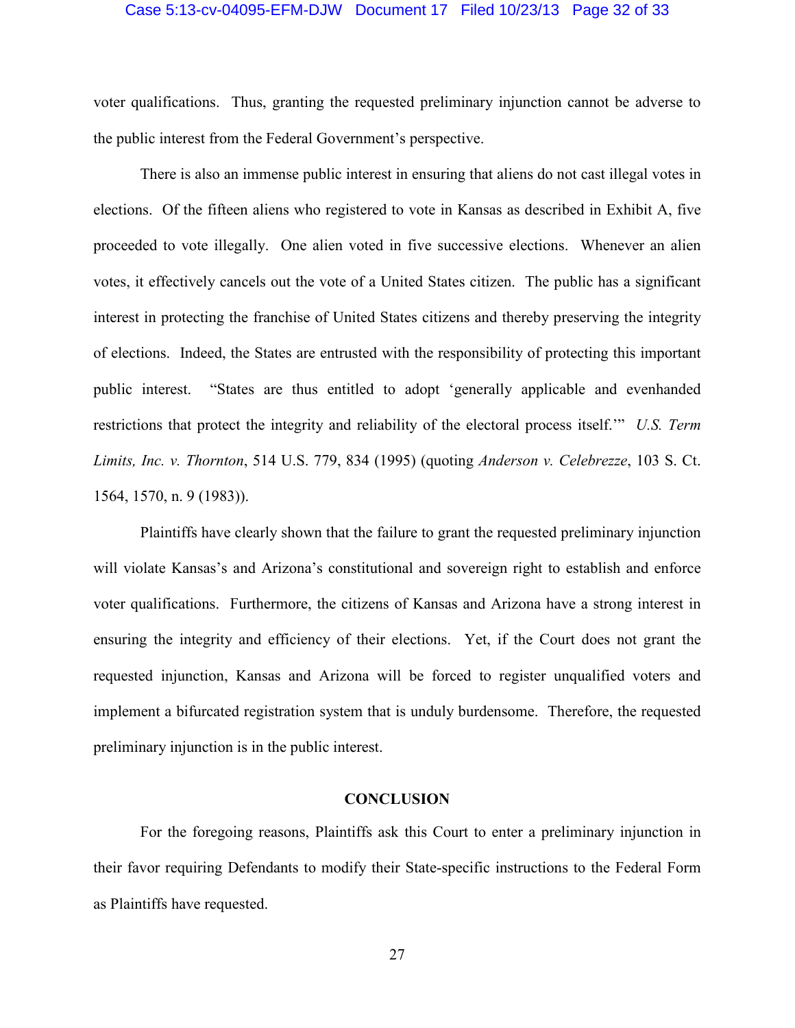voter qualifications. Thus, granting the requested preliminary injunction cannot be adverse to the public interest from the Federal Government's perspective.

There is also an immense public interest in ensuring that aliens do not cast illegal votes in elections. Of the fifteen aliens who registered to vote in Kansas as described in Exhibit A, five proceeded to vote illegally. One alien voted in five successive elections. Whenever an alien votes, it effectively cancels out the vote of a United States citizen. The public has a significant interest in protecting the franchise of United States citizens and thereby preserving the integrity of elections. Indeed, the States are entrusted with the responsibility of protecting this important public interest. "States are thus entitled to adopt 'generally applicable and evenhanded restrictions that protect the integrity and reliability of the electoral process itself.'" *U.S. Term Limits, Inc. v. Thornton*, 514 U.S. 779, 834 (1995) (quoting *Anderson v. Celebrezze*, 103 S. Ct. 1564, 1570, n. 9 (1983)).

Plaintiffs have clearly shown that the failure to grant the requested preliminary injunction will violate Kansas's and Arizona's constitutional and sovereign right to establish and enforce voter qualifications. Furthermore, the citizens of Kansas and Arizona have a strong interest in ensuring the integrity and efficiency of their elections. Yet, if the Court does not grant the requested injunction, Kansas and Arizona will be forced to register unqualified voters and implement a bifurcated registration system that is unduly burdensome. Therefore, the requested preliminary injunction is in the public interest.

## CONCLUSION

For the foregoing reasons, Plaintiffs ask this Court to enter a preliminary injunction in their favor requiring Defendants to modify their State-specific instructions to the Federal Form as Plaintiffs have requested.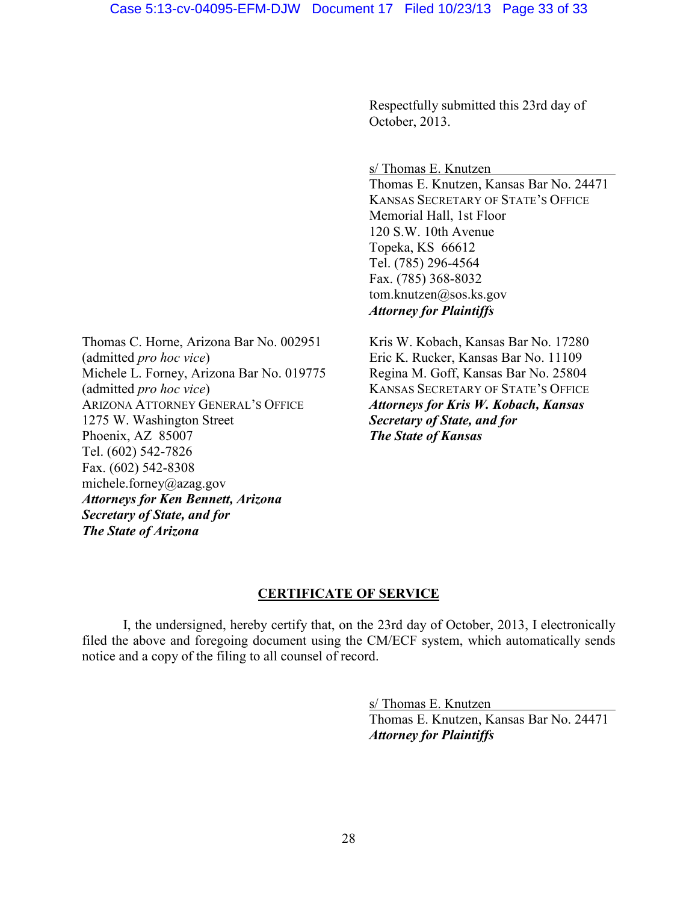Respectfully submitted this 23rd day of October, 2013.

s/ Thomas E. Knutzen
Thomas E. Knutzen, Kansas Bar No. 24471
KANSAS SECRETARY OF STATE'S OFFICE
Memorial Hall, 1st Floor
120 S.W. 10th Avenue
Topeka, KS 66612
Tel. (785) 296-4564
Fax. (785) 368-8032
tom.knutzen@sos.ks.gov
***Attorney for Plaintiffs***

Thomas C. Horne, Arizona Bar No. 002951
(admitted *pro hoc vice*)
Michele L. Forney, Arizona Bar No. 019775
(admitted *pro hoc vice*)
ARIZONA ATTORNEY GENERAL'S OFFICE
1275 W. Washington Street
Phoenix, AZ 85007
Tel. (602) 542-7826
Fax. (602) 542-8308
michele.forney@azag.gov
***Attorneys for Ken Bennett, Arizona Secretary of State, and for The State of Arizona***

Kris W. Kobach, Kansas Bar No. 17280
Eric K. Rucker, Kansas Bar No. 11109
Regina M. Goff, Kansas Bar No. 25804
KANSAS SECRETARY OF STATE'S OFFICE
***Attorneys for Kris W. Kobach, Kansas Secretary of State, and for The State of Kansas***

## CERTIFICATE OF SERVICE

I, the undersigned, hereby certify that, on the 23rd day of October, 2013, I electronically filed the above and foregoing document using the CM/ECF system, which automatically sends notice and a copy of the filing to all counsel of record.

s/ Thomas E. Knutzen
Thomas E. Knutzen, Kansas Bar No. 24471
***Attorney for Plaintiffs***